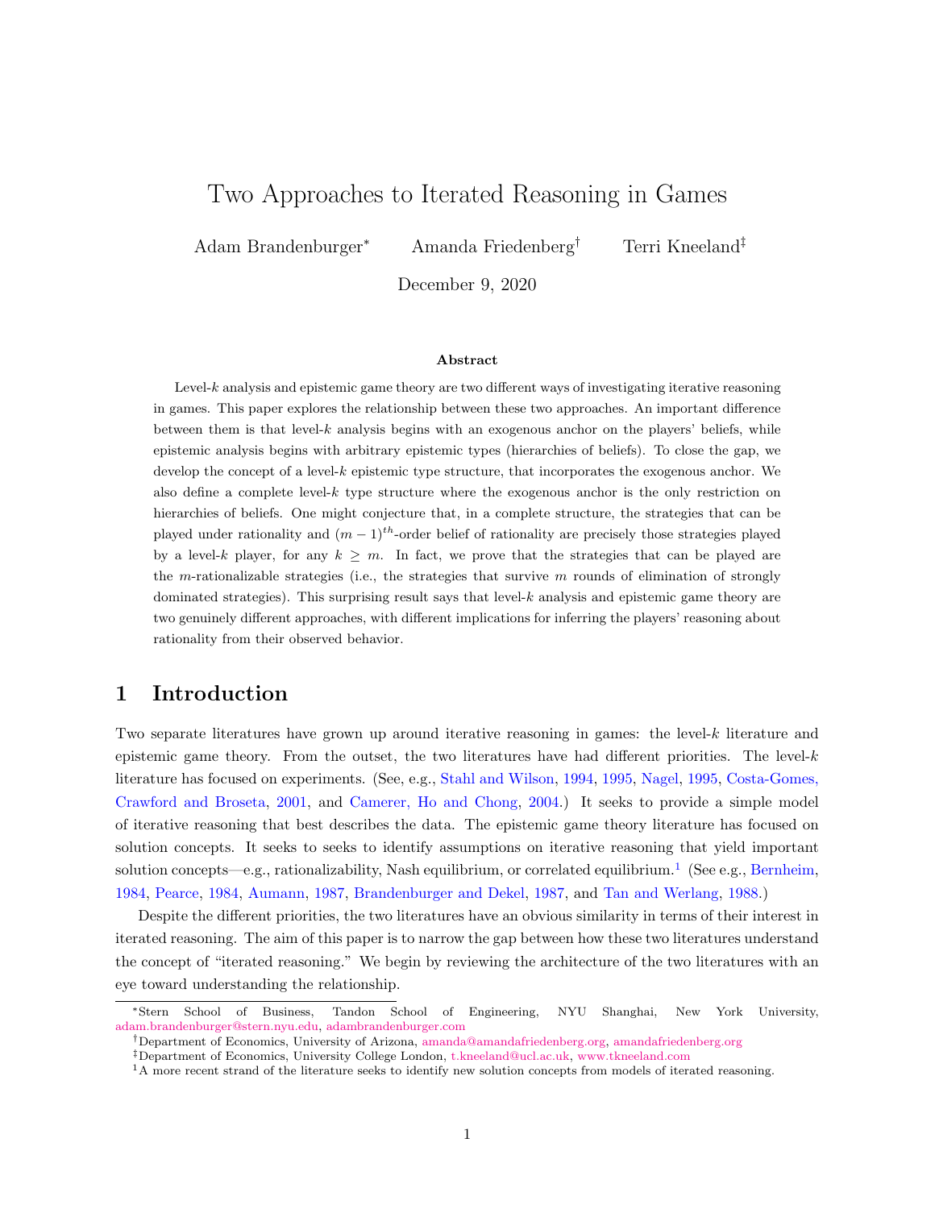# Two Approaches to Iterated Reasoning in Games

Adam Brandenburger[*] Amanda Friedenberg[†] Terri Kneeland[‡]

December 9, 2020

**Abstract**

Level-$k$ analysis and epistemic game theory are two different ways of investigating iterative reasoning in games. This paper explores the relationship between these two approaches. An important difference between them is that level-$k$ analysis begins with an exogenous anchor on the players' beliefs, while epistemic analysis begins with arbitrary epistemic types (hierarchies of beliefs). To close the gap, we develop the concept of a level-$k$ epistemic type structure, that incorporates the exogenous anchor. We also define a complete level-$k$ type structure where the exogenous anchor is the only restriction on hierarchies of beliefs. One might conjecture that, in a complete structure, the strategies that can be played under rationality and $(m-1)^{th}$-order belief of rationality are precisely those strategies played by a level-$k$ player, for any $k \geq m$. In fact, we prove that the strategies that can be played are the $m$-rationalizable strategies (i.e., the strategies that survive $m$ rounds of elimination of strongly dominated strategies). This surprising result says that level-$k$ analysis and epistemic game theory are two genuinely different approaches, with different implications for inferring the players' reasoning about rationality from their observed behavior.

## 1 Introduction

Two separate literatures have grown up around iterative reasoning in games: the level-$k$ literature and epistemic game theory. From the outset, the two literatures have had different priorities. The level-$k$ literature has focused on experiments. (See, e.g., Stahl and Wilson, 1994, 1995, Nagel, 1995, Costa-Gomes, Crawford and Broseta, 2001, and Camerer, Ho and Chong, 2004.) It seeks to provide a simple model of iterative reasoning that best describes the data. The epistemic game theory literature has focused on solution concepts. It seeks to seeks to identify assumptions on iterative reasoning that yield important solution concepts—e.g., rationalizability, Nash equilibrium, or correlated equilibrium.[1] (See e.g., Bernheim, 1984, Pearce, 1984, Aumann, 1987, Brandenburger and Dekel, 1987, and Tan and Werlang, 1988.)

Despite the different priorities, the two literatures have an obvious similarity in terms of their interest in iterated reasoning. The aim of this paper is to narrow the gap between how these two literatures understand the concept of "iterated reasoning." We begin by reviewing the architecture of the two literatures with an eye toward understanding the relationship.

---

[*] Stern School of Business, Tandon School of Engineering, NYU Shanghai, New York University, adam.brandenburger@stern.nyu.edu, adambrandenburger.com

[†] Department of Economics, University of Arizona, amanda@amandafriedenberg.org, amandafriedenberg.org

[‡] Department of Economics, University College London, t.kneeland@ucl.ac.uk, www.tkneeland.com

[1] A more recent strand of the literature seeks to identify new solution concepts from models of iterated reasoning.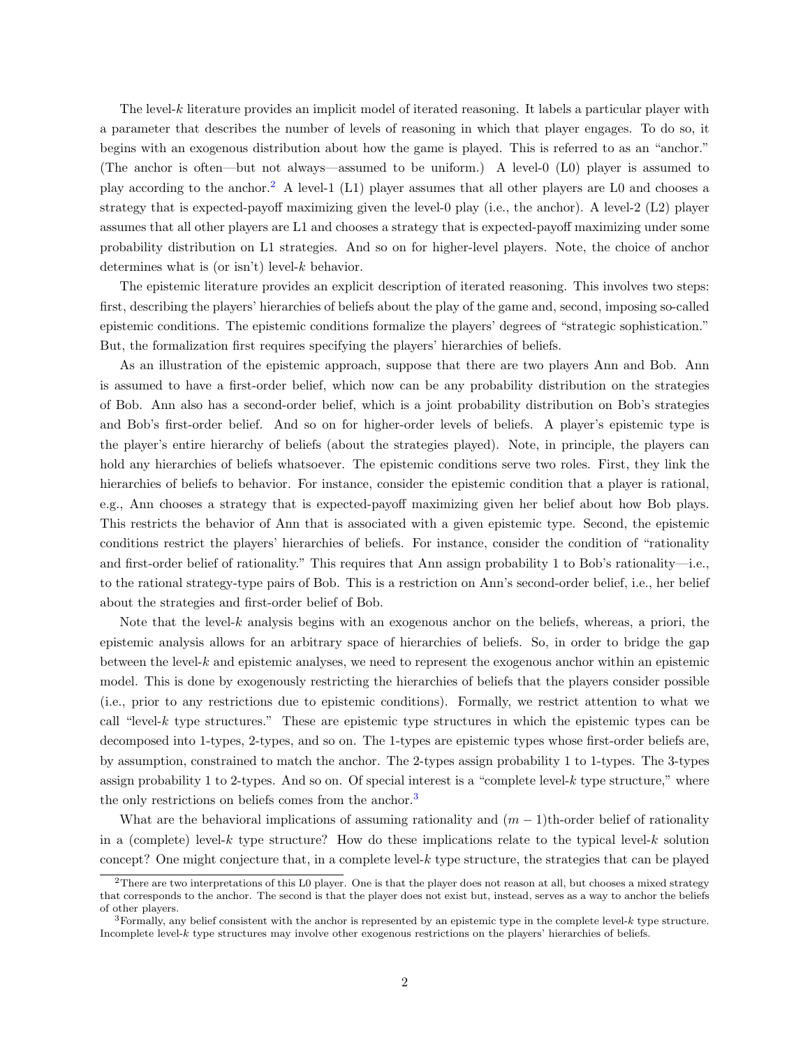The level-$k$ literature provides an implicit model of iterated reasoning. It labels a particular player with a parameter that describes the number of levels of reasoning in which that player engages. To do so, it begins with an exogenous distribution about how the game is played. This is referred to as an "anchor." (The anchor is often—but not always—assumed to be uniform.) A level-0 (L0) player is assumed to play according to the anchor.[2] A level-1 (L1) player assumes that all other players are L0 and chooses a strategy that is expected-payoff maximizing given the level-0 play (i.e., the anchor). A level-2 (L2) player assumes that all other players are L1 and chooses a strategy that is expected-payoff maximizing under some probability distribution on L1 strategies. And so on for higher-level players. Note, the choice of anchor determines what is (or isn't) level-$k$ behavior.

The epistemic literature provides an explicit description of iterated reasoning. This involves two steps: first, describing the players' hierarchies of beliefs about the play of the game and, second, imposing so-called epistemic conditions. The epistemic conditions formalize the players' degrees of "strategic sophistication." But, the formalization first requires specifying the players' hierarchies of beliefs.

As an illustration of the epistemic approach, suppose that there are two players Ann and Bob. Ann is assumed to have a first-order belief, which now can be any probability distribution on the strategies of Bob. Ann also has a second-order belief, which is a joint probability distribution on Bob's strategies and Bob's first-order belief. And so on for higher-order levels of beliefs. A player's epistemic type is the player's entire hierarchy of beliefs (about the strategies played). Note, in principle, the players can hold any hierarchies of beliefs whatsoever. The epistemic conditions serve two roles. First, they link the hierarchies of beliefs to behavior. For instance, consider the epistemic condition that a player is rational, e.g., Ann chooses a strategy that is expected-payoff maximizing given her belief about how Bob plays. This restricts the behavior of Ann that is associated with a given epistemic type. Second, the epistemic conditions restrict the players' hierarchies of beliefs. For instance, consider the condition of "rationality and first-order belief of rationality." This requires that Ann assign probability 1 to Bob's rationality—i.e., to the rational strategy-type pairs of Bob. This is a restriction on Ann's second-order belief, i.e., her belief about the strategies and first-order belief of Bob.

Note that the level-$k$ analysis begins with an exogenous anchor on the beliefs, whereas, a priori, the epistemic analysis allows for an arbitrary space of hierarchies of beliefs. So, in order to bridge the gap between the level-$k$ and epistemic analyses, we need to represent the exogenous anchor within an epistemic model. This is done by exogenously restricting the hierarchies of beliefs that the players consider possible (i.e., prior to any restrictions due to epistemic conditions). Formally, we restrict attention to what we call "level-$k$ type structures." These are epistemic type structures in which the epistemic types can be decomposed into 1-types, 2-types, and so on. The 1-types are epistemic types whose first-order beliefs are, by assumption, constrained to match the anchor. The 2-types assign probability 1 to 1-types. The 3-types assign probability 1 to 2-types. And so on. Of special interest is a "complete level-$k$ type structure," where the only restrictions on beliefs comes from the anchor.[3]

What are the behavioral implications of assuming rationality and $(m-1)$th-order belief of rationality in a (complete) level-$k$ type structure? How do these implications relate to the typical level-$k$ solution concept? One might conjecture that, in a complete level-$k$ type structure, the strategies that can be played

[2] There are two interpretations of this L0 player. One is that the player does not reason at all, but chooses a mixed strategy that corresponds to the anchor. The second is that the player does not exist but, instead, serves as a way to anchor the beliefs of other players.

[3] Formally, any belief consistent with the anchor is represented by an epistemic type in the complete level-$k$ type structure. Incomplete level-$k$ type structures may involve other exogenous restrictions on the players' hierarchies of beliefs.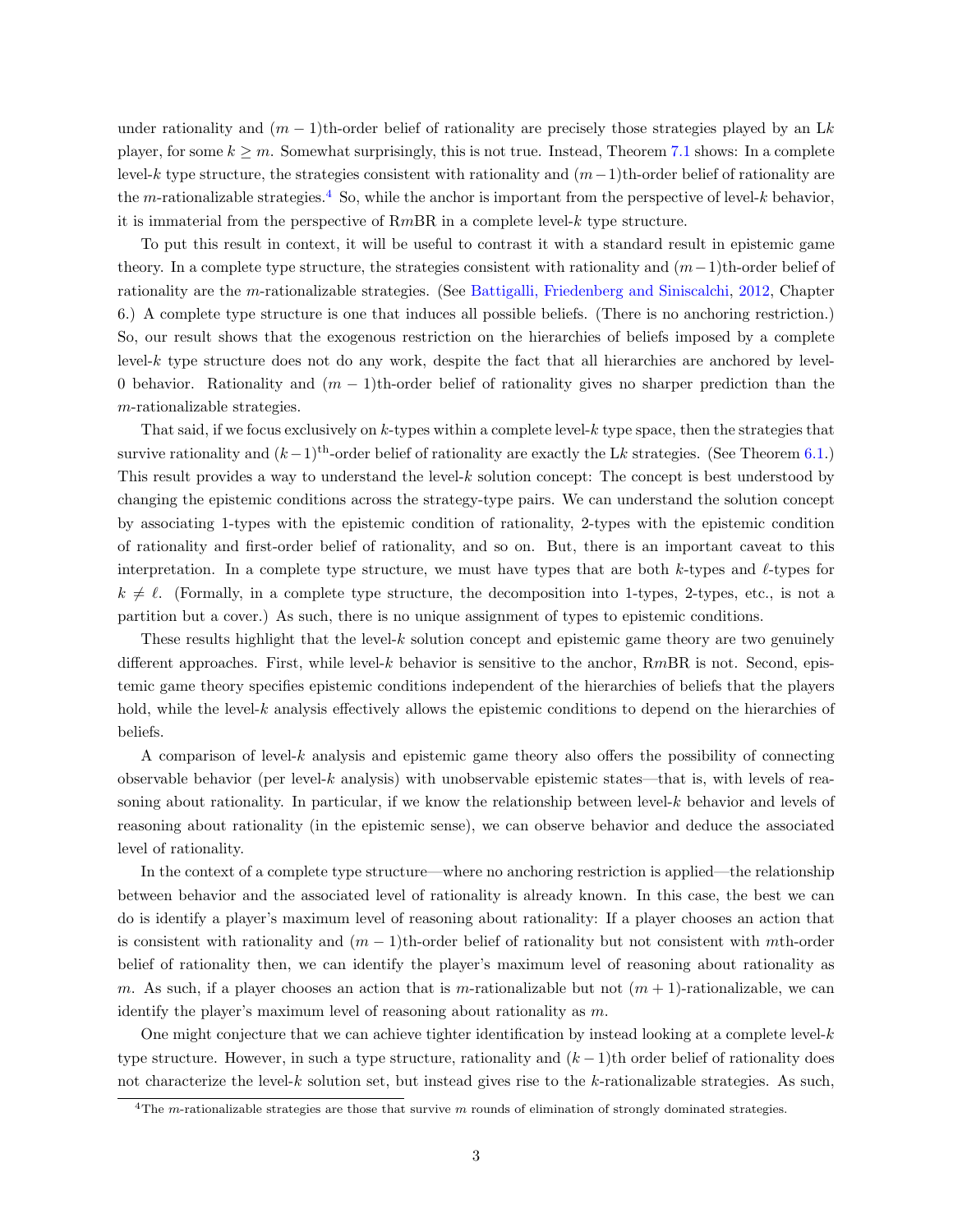under rationality and $(m-1)$th-order belief of rationality are precisely those strategies played by an L$k$ player, for some $k \geq m$. Somewhat surprisingly, this is not true. Instead, Theorem 7.1 shows: In a complete level-$k$ type structure, the strategies consistent with rationality and $(m-1)$th-order belief of rationality are the $m$-rationalizable strategies.[4] So, while the anchor is important from the perspective of level-$k$ behavior, it is immaterial from the perspective of R$m$BR in a complete level-$k$ type structure.

To put this result in context, it will be useful to contrast it with a standard result in epistemic game theory. In a complete type structure, the strategies consistent with rationality and $(m-1)$th-order belief of rationality are the $m$-rationalizable strategies. (See Battigalli, Friedenberg and Siniscalchi, 2012, Chapter 6.) A complete type structure is one that induces all possible beliefs. (There is no anchoring restriction.) So, our result shows that the exogenous restriction on the hierarchies of beliefs imposed by a complete level-$k$ type structure does not do any work, despite the fact that all hierarchies are anchored by level-0 behavior. Rationality and $(m-1)$th-order belief of rationality gives no sharper prediction than the $m$-rationalizable strategies.

That said, if we focus exclusively on $k$-types within a complete level-$k$ type space, then the strategies that survive rationality and $(k-1)^{\text{th}}$-order belief of rationality are exactly the L$k$ strategies. (See Theorem 6.1.) This result provides a way to understand the level-$k$ solution concept: The concept is best understood by changing the epistemic conditions across the strategy-type pairs. We can understand the solution concept by associating 1-types with the epistemic condition of rationality, 2-types with the epistemic condition of rationality and first-order belief of rationality, and so on. But, there is an important caveat to this interpretation. In a complete type structure, we must have types that are both $k$-types and $\ell$-types for $k \neq \ell$. (Formally, in a complete type structure, the decomposition into 1-types, 2-types, etc., is not a partition but a cover.) As such, there is no unique assignment of types to epistemic conditions.

These results highlight that the level-$k$ solution concept and epistemic game theory are two genuinely different approaches. First, while level-$k$ behavior is sensitive to the anchor, R$m$BR is not. Second, epistemic game theory specifies epistemic conditions independent of the hierarchies of beliefs that the players hold, while the level-$k$ analysis effectively allows the epistemic conditions to depend on the hierarchies of beliefs.

A comparison of level-$k$ analysis and epistemic game theory also offers the possibility of connecting observable behavior (per level-$k$ analysis) with unobservable epistemic states—that is, with levels of reasoning about rationality. In particular, if we know the relationship between level-$k$ behavior and levels of reasoning about rationality (in the epistemic sense), we can observe behavior and deduce the associated level of rationality.

In the context of a complete type structure—where no anchoring restriction is applied—the relationship between behavior and the associated level of rationality is already known. In this case, the best we can do is identify a player's maximum level of reasoning about rationality: If a player chooses an action that is consistent with rationality and $(m-1)$th-order belief of rationality but not consistent with $m$th-order belief of rationality then, we can identify the player's maximum level of reasoning about rationality as $m$. As such, if a player chooses an action that is $m$-rationalizable but not $(m+1)$-rationalizable, we can identify the player's maximum level of reasoning about rationality as $m$.

One might conjecture that we can achieve tighter identification by instead looking at a complete level-$k$ type structure. However, in such a type structure, rationality and $(k-1)$th order belief of rationality does not characterize the level-$k$ solution set, but instead gives rise to the $k$-rationalizable strategies. As such,

[4] The $m$-rationalizable strategies are those that survive $m$ rounds of elimination of strongly dominated strategies.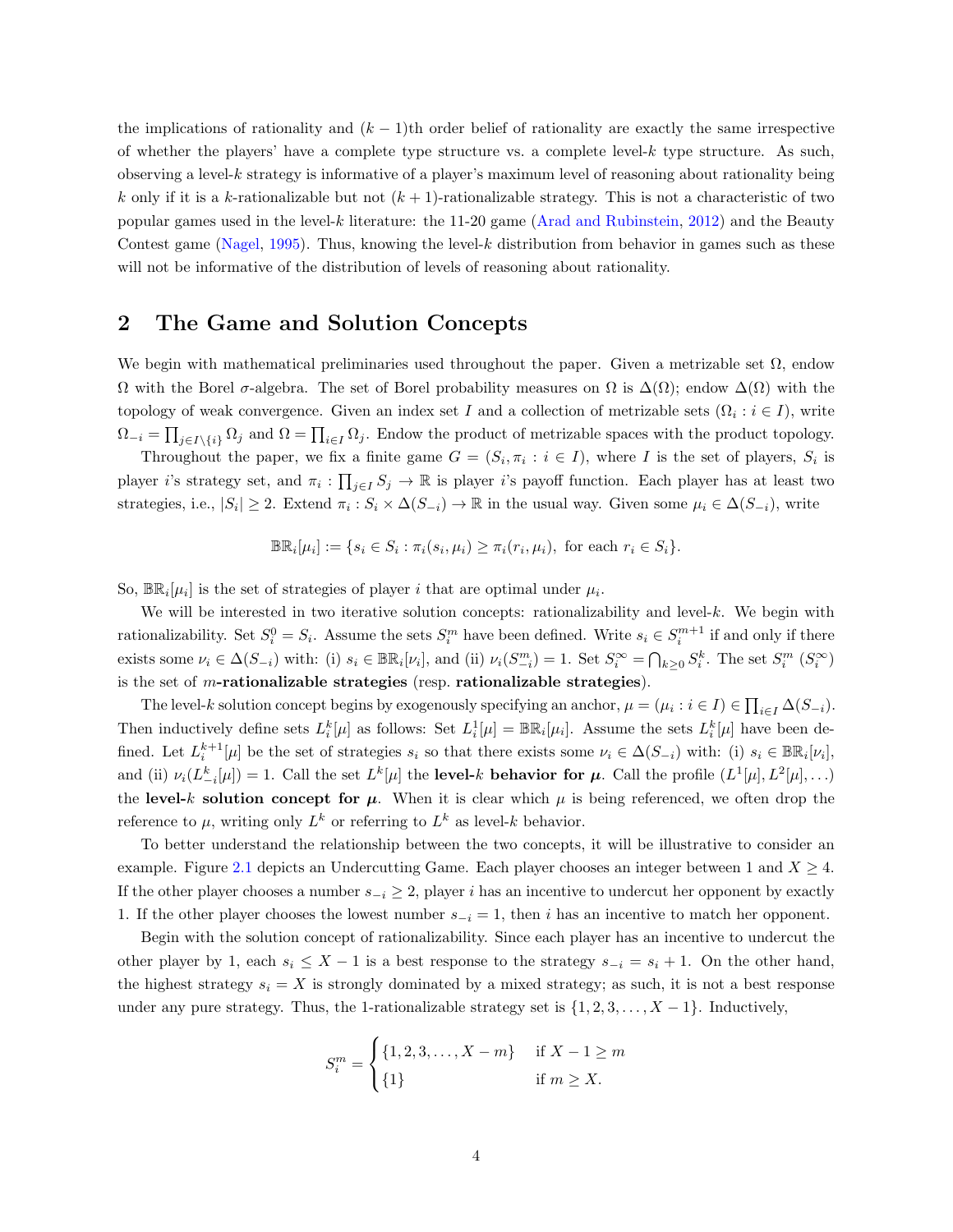the implications of rationality and $(k-1)$th order belief of rationality are exactly the same irrespective of whether the players' have a complete type structure vs. a complete level-$k$ type structure. As such, observing a level-$k$ strategy is informative of a player's maximum level of reasoning about rationality being $k$ only if it is a $k$-rationalizable but not $(k+1)$-rationalizable strategy. This is not a characteristic of two popular games used in the level-$k$ literature: the 11-20 game (Arad and Rubinstein, 2012) and the Beauty Contest game (Nagel, 1995). Thus, knowing the level-$k$ distribution from behavior in games such as these will not be informative of the distribution of levels of reasoning about rationality.

## 2 The Game and Solution Concepts

We begin with mathematical preliminaries used throughout the paper. Given a metrizable set $\Omega$, endow $\Omega$ with the Borel $\sigma$-algebra. The set of Borel probability measures on $\Omega$ is $\Delta(\Omega)$; endow $\Delta(\Omega)$ with the topology of weak convergence. Given an index set $I$ and a collection of metrizable sets $(\Omega_i : i \in I)$, write $\Omega_{-i} = \prod_{j \in I \setminus \{i\}} \Omega_j$ and $\Omega = \prod_{i \in I} \Omega_j$. Endow the product of metrizable spaces with the product topology.

Throughout the paper, we fix a finite game $G = (S_i, \pi_i : i \in I)$, where $I$ is the set of players, $S_i$ is player $i$'s strategy set, and $\pi_i : \prod_{j \in I} S_j \to \mathbb{R}$ is player $i$'s payoff function. Each player has at least two strategies, i.e., $|S_i| \geq 2$. Extend $\pi_i : S_i \times \Delta(S_{-i}) \to \mathbb{R}$ in the usual way. Given some $\mu_i \in \Delta(S_{-i})$, write

$$\mathbb{BR}_i[\mu_i] := \{s_i \in S_i : \pi_i(s_i, \mu_i) \geq \pi_i(r_i, \mu_i), \text{ for each } r_i \in S_i\}.$$

So, $\mathbb{BR}_i[\mu_i]$ is the set of strategies of player $i$ that are optimal under $\mu_i$.

We will be interested in two iterative solution concepts: rationalizability and level-$k$. We begin with rationalizability. Set $S_i^0 = S_i$. Assume the sets $S_i^m$ have been defined. Write $s_i \in S_i^{m+1}$ if and only if there exists some $\nu_i \in \Delta(S_{-i})$ with: (i) $s_i \in \mathbb{BR}_i[\nu_i]$, and (ii) $\nu_i(S_{-i}^m) = 1$. Set $S_i^\infty = \bigcap_{k \geq 0} S_i^k$. The set $S_i^m$ ($S_i^\infty$) is the set of **$m$-rationalizable strategies** (resp. **rationalizable strategies**).

The level-$k$ solution concept begins by exogenously specifying an anchor, $\mu = (\mu_i : i \in I) \in \prod_{i \in I} \Delta(S_{-i})$. Then inductively define sets $L_i^k[\mu]$ as follows: Set $L_i^1[\mu] = \mathbb{BR}_i[\mu_i]$. Assume the sets $L_i^k[\mu]$ have been defined. Let $L_i^{k+1}[\mu]$ be the set of strategies $s_i$ so that there exists some $\nu_i \in \Delta(S_{-i})$ with: (i) $s_i \in \mathbb{BR}_i[\nu_i]$, and (ii) $\nu_i(L_{-i}^k[\mu]) = 1$. Call the set $L^k[\mu]$ the **level-$k$ behavior for $\boldsymbol{\mu}$**. Call the profile $(L^1[\mu], L^2[\mu], \ldots)$ the **level-$k$ solution concept for $\boldsymbol{\mu}$**. When it is clear which $\mu$ is being referenced, we often drop the reference to $\mu$, writing only $L^k$ or referring to $L^k$ as level-$k$ behavior.

To better understand the relationship between the two concepts, it will be illustrative to consider an example. Figure 2.1 depicts an Undercutting Game. Each player chooses an integer between 1 and $X \geq 4$. If the other player chooses a number $s_{-i} \geq 2$, player $i$ has an incentive to undercut her opponent by exactly 1. If the other player chooses the lowest number $s_{-i} = 1$, then $i$ has an incentive to match her opponent.

Begin with the solution concept of rationalizability. Since each player has an incentive to undercut the other player by 1, each $s_i \leq X-1$ is a best response to the strategy $s_{-i} = s_i + 1$. On the other hand, the highest strategy $s_i = X$ is strongly dominated by a mixed strategy; as such, it is not a best response under any pure strategy. Thus, the 1-rationalizable strategy set is $\{1, 2, 3, \ldots, X-1\}$. Inductively,

$$S_i^m = \begin{cases} \{1, 2, 3, \ldots, X-m\} & \text{if } X-1 \geq m \\ \{1\} & \text{if } m \geq X. \end{cases}$$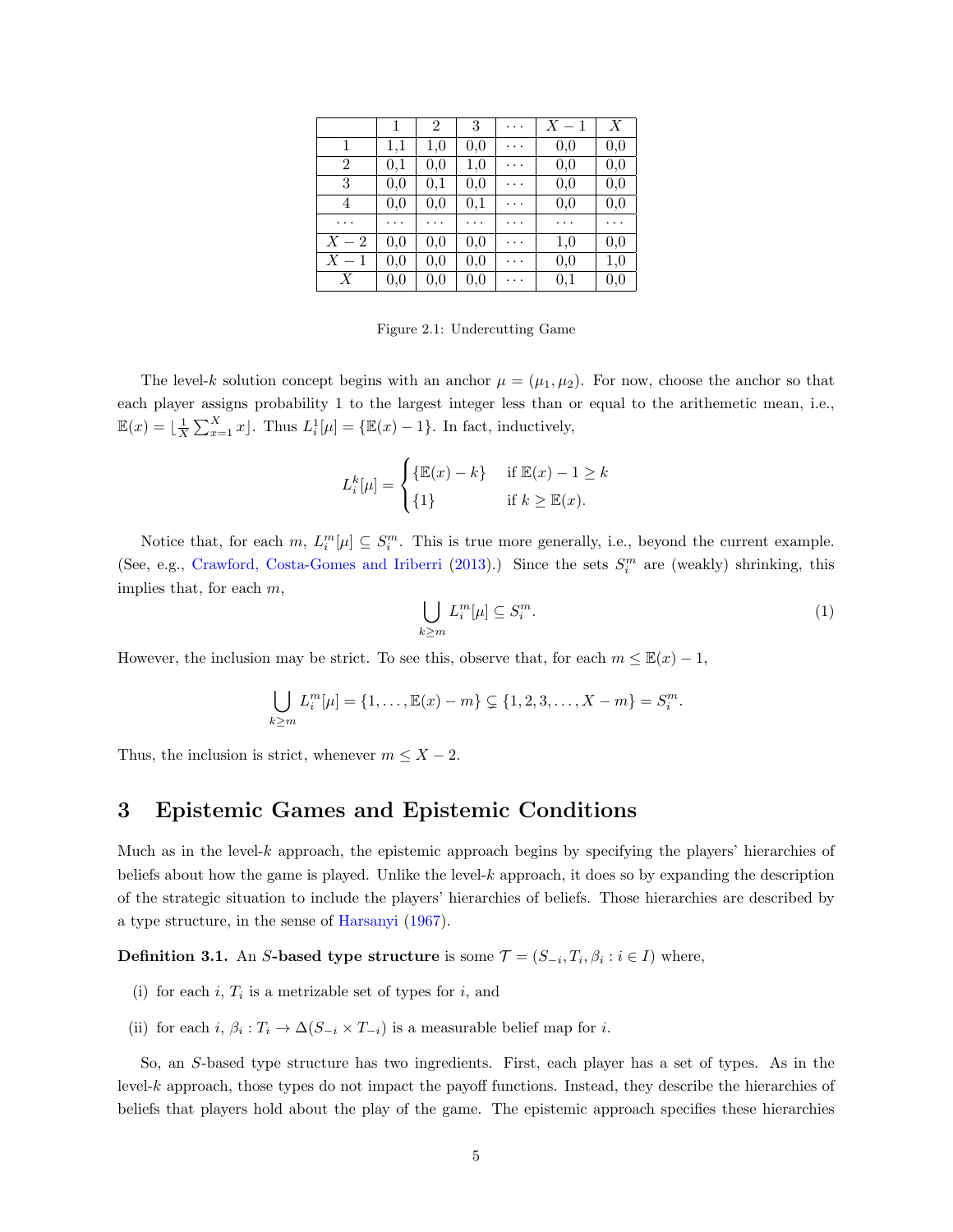|  | 1 | 2 | 3 | $\cdots$ | $X-1$ | $X$ |
|---|---|---|---|---|---|---|
| 1 | 1,1 | 1,0 | 0,0 | $\cdots$ | 0,0 | 0,0 |
| 2 | 0,1 | 0,0 | 1,0 | $\cdots$ | 0,0 | 0,0 |
| 3 | 0,0 | 0,1 | 0,0 | $\cdots$ | 0,0 | 0,0 |
| 4 | 0,0 | 0,0 | 0,1 | $\cdots$ | 0,0 | 0,0 |
| $\cdots$ | $\cdots$ | $\cdots$ | $\cdots$ | $\cdots$ | $\cdots$ | $\cdots$ |
| $X-2$ | 0,0 | 0,0 | 0,0 | $\cdots$ | 1,0 | 0,0 |
| $X-1$ | 0,0 | 0,0 | 0,0 | $\cdots$ | 0,0 | 1,0 |
| $X$ | 0,0 | 0,0 | 0,0 | $\cdots$ | 0,1 | 0,0 |

Figure 2.1: Undercutting Game

The level-$k$ solution concept begins with an anchor $\mu = (\mu_1, \mu_2)$. For now, choose the anchor so that each player assigns probability 1 to the largest integer less than or equal to the arithemetic mean, i.e., $\mathbb{E}(x) = \lfloor \frac{1}{X} \sum_{x=1}^{X} x \rfloor$. Thus $L_i^1[\mu] = \{\mathbb{E}(x) - 1\}$. In fact, inductively,

$$L_i^k[\mu] = \begin{cases} \{\mathbb{E}(x) - k\} & \text{if } \mathbb{E}(x) - 1 \geq k \\ \{1\} & \text{if } k \geq \mathbb{E}(x). \end{cases}$$

Notice that, for each $m$, $L_i^m[\mu] \subseteq S_i^m$. This is true more generally, i.e., beyond the current example. (See, e.g., Crawford, Costa-Gomes and Iriberri (2013).) Since the sets $S_i^m$ are (weakly) shrinking, this implies that, for each $m$,

$$\bigcup_{k \geq m} L_i^m[\mu] \subseteq S_i^m. \tag{1}$$

However, the inclusion may be strict. To see this, observe that, for each $m \leq \mathbb{E}(x) - 1$,

$$\bigcup_{k \geq m} L_i^m[\mu] = \{1, \ldots, \mathbb{E}(x) - m\} \subsetneq \{1, 2, 3, \ldots, X - m\} = S_i^m.$$

Thus, the inclusion is strict, whenever $m \leq X - 2$.

# 3 Epistemic Games and Epistemic Conditions

Much as in the level-$k$ approach, the epistemic approach begins by specifying the players' hierarchies of beliefs about how the game is played. Unlike the level-$k$ approach, it does so by expanding the description of the strategic situation to include the players' hierarchies of beliefs. Those hierarchies are described by a type structure, in the sense of Harsanyi (1967).

**Definition 3.1.** An **$S$-based type structure** is some $\mathcal{T} = (S_{-i}, T_i, \beta_i : i \in I)$ where,

(i) for each $i$, $T_i$ is a metrizable set of types for $i$, and

(ii) for each $i$, $\beta_i : T_i \to \Delta(S_{-i} \times T_{-i})$ is a measurable belief map for $i$.

So, an $S$-based type structure has two ingredients. First, each player has a set of types. As in the level-$k$ approach, those types do not impact the payoff functions. Instead, they describe the hierarchies of beliefs that players hold about the play of the game. The epistemic approach specifies these hierarchies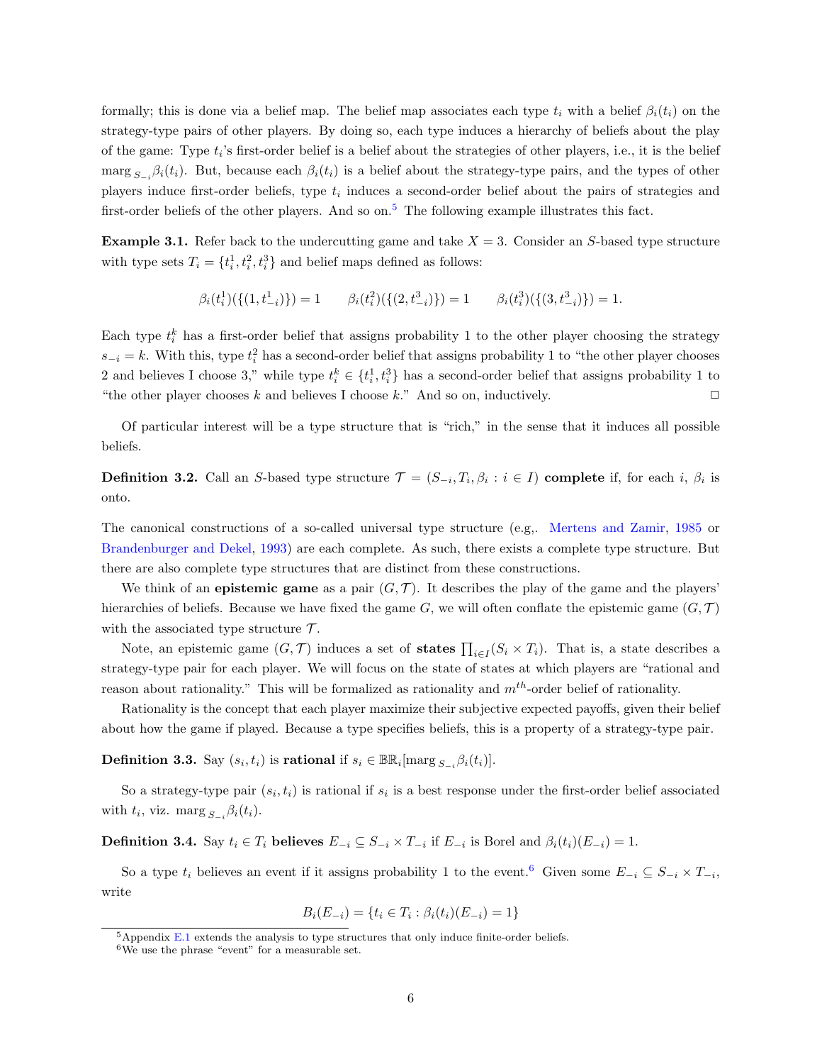formally; this is done via a belief map. The belief map associates each type $t_i$ with a belief $\beta_i(t_i)$ on the strategy-type pairs of other players. By doing so, each type induces a hierarchy of beliefs about the play of the game: Type $t_i$'s first-order belief is a belief about the strategies of other players, i.e., it is the belief $\text{marg}_{S_{-i}}\beta_i(t_i)$. But, because each $\beta_i(t_i)$ is a belief about the strategy-type pairs, and the types of other players induce first-order beliefs, type $t_i$ induces a second-order belief about the pairs of strategies and first-order beliefs of the other players. And so on.[5] The following example illustrates this fact.

**Example 3.1.** Refer back to the undercutting game and take $X = 3$. Consider an $S$-based type structure with type sets $T_i = \{t_i^1, t_i^2, t_i^3\}$ and belief maps defined as follows:

$$\beta_i(t_i^1)(\{(1, t_{-i}^1)\}) = 1 \qquad \beta_i(t_i^2)(\{(2, t_{-i}^3)\}) = 1 \qquad \beta_i(t_i^3)(\{(3, t_{-i}^3)\}) = 1.$$

Each type $t_i^k$ has a first-order belief that assigns probability 1 to the other player choosing the strategy $s_{-i} = k$. With this, type $t_i^2$ has a second-order belief that assigns probability 1 to "the other player chooses 2 and believes I choose 3," while type $t_i^k \in \{t_i^1, t_i^3\}$ has a second-order belief that assigns probability 1 to "the other player chooses $k$ and believes I choose $k$." And so on, inductively. $\square$

Of particular interest will be a type structure that is "rich," in the sense that it induces all possible beliefs.

**Definition 3.2.** Call an $S$-based type structure $\mathcal{T} = (S_{-i}, T_i, \beta_i : i \in I)$ **complete** if, for each $i$, $\beta_i$ is onto.

The canonical constructions of a so-called universal type structure (e.g,. Mertens and Zamir, 1985 or Brandenburger and Dekel, 1993) are each complete. As such, there exists a complete type structure. But there are also complete type structures that are distinct from these constructions.

We think of an **epistemic game** as a pair $(G, \mathcal{T})$. It describes the play of the game and the players' hierarchies of beliefs. Because we have fixed the game $G$, we will often conflate the epistemic game $(G, \mathcal{T})$ with the associated type structure $\mathcal{T}$.

Note, an epistemic game $(G, \mathcal{T})$ induces a set of **states** $\prod_{i \in I}(S_i \times T_i)$. That is, a state describes a strategy-type pair for each player. We will focus on the state of states at which players are "rational and reason about rationality." This will be formalized as rationality and $m^{th}$-order belief of rationality.

Rationality is the concept that each player maximize their subjective expected payoffs, given their belief about how the game if played. Because a type specifies beliefs, this is a property of a strategy-type pair.

**Definition 3.3.** Say $(s_i, t_i)$ is **rational** if $s_i \in \mathbb{BR}_i[\text{marg}_{S_{-i}}\beta_i(t_i)]$.

So a strategy-type pair $(s_i, t_i)$ is rational if $s_i$ is a best response under the first-order belief associated with $t_i$, viz. $\text{marg}_{S_{-i}}\beta_i(t_i)$.

**Definition 3.4.** Say $t_i \in T_i$ **believes** $E_{-i} \subseteq S_{-i} \times T_{-i}$ if $E_{-i}$ is Borel and $\beta_i(t_i)(E_{-i}) = 1$.

So a type $t_i$ believes an event if it assigns probability 1 to the event.[6] Given some $E_{-i} \subseteq S_{-i} \times T_{-i}$, write

$$B_i(E_{-i}) = \{t_i \in T_i : \beta_i(t_i)(E_{-i}) = 1\}$$

[5] Appendix E.1 extends the analysis to type structures that only induce finite-order beliefs.

[6] We use the phrase "event" for a measurable set.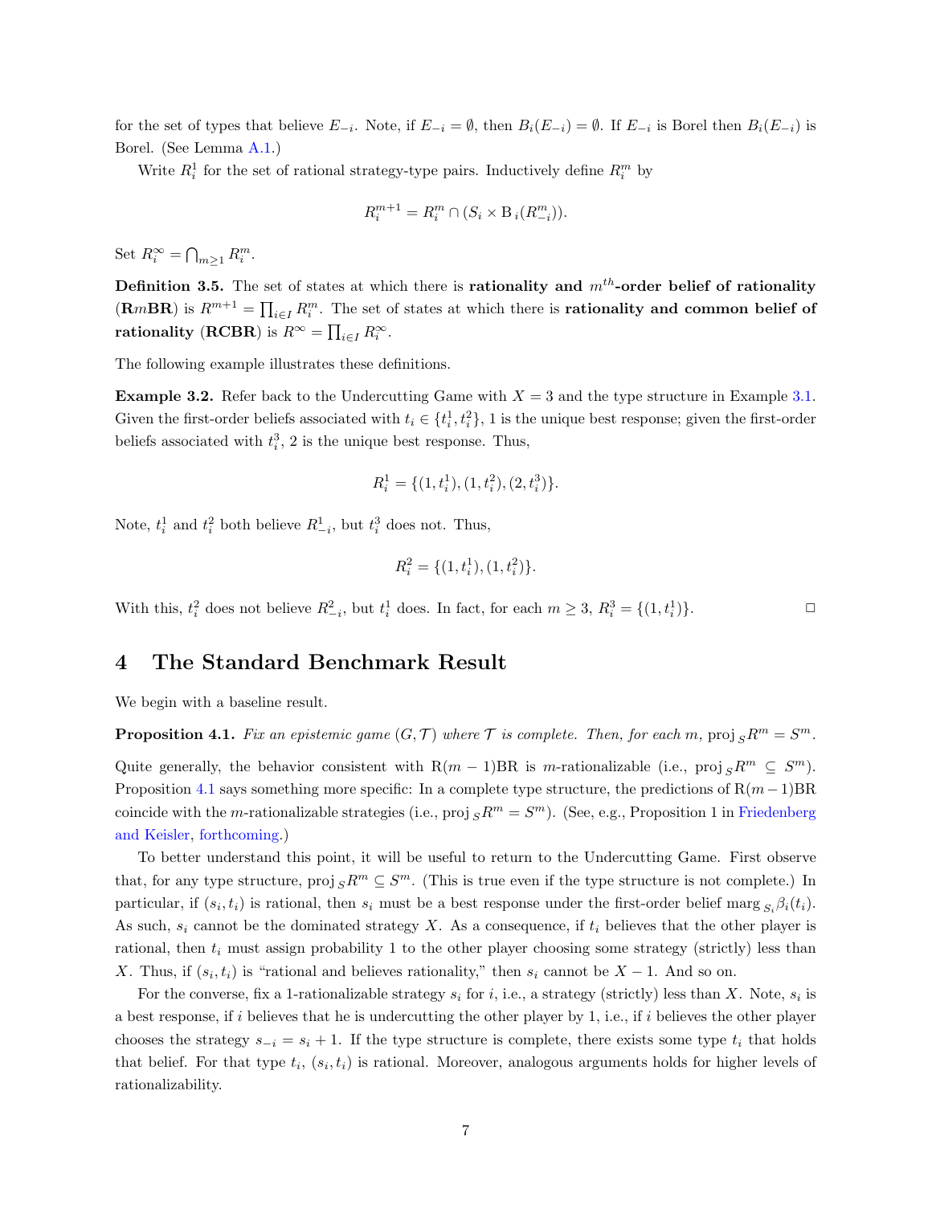for the set of types that believe $E_{-i}$. Note, if $E_{-i} = \emptyset$, then $B_i(E_{-i}) = \emptyset$. If $E_{-i}$ is Borel then $B_i(E_{-i})$ is Borel. (See Lemma A.1.)

Write $R_i^1$ for the set of rational strategy-type pairs. Inductively define $R_i^m$ by

$$R_i^{m+1} = R_i^m \cap (S_i \times \mathrm{B}_i(R_{-i}^m)).$$

Set $R_i^\infty = \bigcap_{m \geq 1} R_i^m$.

**Definition 3.5.** The set of states at which there is **rationality and $m^{th}$-order belief of rationality (R$m$BR)** is $R^{m+1} = \prod_{i \in I} R_i^m$. The set of states at which there is **rationality and common belief of rationality (RCBR)** is $R^\infty = \prod_{i \in I} R_i^\infty$.

The following example illustrates these definitions.

**Example 3.2.** Refer back to the Undercutting Game with $X = 3$ and the type structure in Example 3.1. Given the first-order beliefs associated with $t_i \in \{t_i^1, t_i^2\}$, 1 is the unique best response; given the first-order beliefs associated with $t_i^3$, 2 is the unique best response. Thus,

$$R_i^1 = \{(1, t_i^1), (1, t_i^2), (2, t_i^3)\}.$$

Note, $t_i^1$ and $t_i^2$ both believe $R_{-i}^1$, but $t_i^3$ does not. Thus,

$$R_i^2 = \{(1, t_i^1), (1, t_i^2)\}.$$

With this, $t_i^2$ does not believe $R_{-i}^2$, but $t_i^1$ does. In fact, for each $m \geq 3$, $R_i^3 = \{(1, t_i^1)\}$. ◻

# 4 The Standard Benchmark Result

We begin with a baseline result.

**Proposition 4.1.** *Fix an epistemic game $(G, \mathcal{T})$ where $\mathcal{T}$ is complete. Then, for each $m$, $\mathrm{proj}_S R^m = S^m$.*

Quite generally, the behavior consistent with R$(m-1)$BR is $m$-rationalizable (i.e., $\mathrm{proj}_S R^m \subseteq S^m$). Proposition 4.1 says something more specific: In a complete type structure, the predictions of R$(m-1)$BR coincide with the $m$-rationalizable strategies (i.e., $\mathrm{proj}_S R^m = S^m$). (See, e.g., Proposition 1 in Friedenberg and Keisler, forthcoming.)

To better understand this point, it will be useful to return to the Undercutting Game. First observe that, for any type structure, $\mathrm{proj}_S R^m \subseteq S^m$. (This is true even if the type structure is not complete.) In particular, if $(s_i, t_i)$ is rational, then $s_i$ must be a best response under the first-order belief $\mathrm{marg}_{S_i} \beta_i(t_i)$. As such, $s_i$ cannot be the dominated strategy $X$. As a consequence, if $t_i$ believes that the other player is rational, then $t_i$ must assign probability 1 to the other player choosing some strategy (strictly) less than $X$. Thus, if $(s_i, t_i)$ is "rational and believes rationality," then $s_i$ cannot be $X - 1$. And so on.

For the converse, fix a 1-rationalizable strategy $s_i$ for $i$, i.e., a strategy (strictly) less than $X$. Note, $s_i$ is a best response, if $i$ believes that he is undercutting the other player by 1, i.e., if $i$ believes the other player chooses the strategy $s_{-i} = s_i + 1$. If the type structure is complete, there exists some type $t_i$ that holds that belief. For that type $t_i$, $(s_i, t_i)$ is rational. Moreover, analogous arguments holds for higher levels of rationalizability.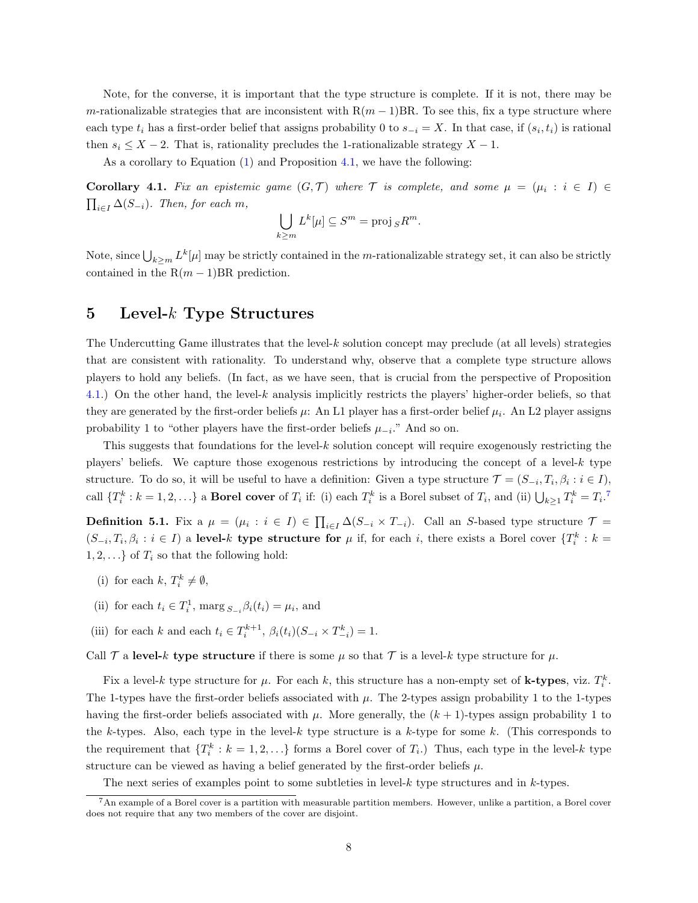Note, for the converse, it is important that the type structure is complete. If it is not, there may be $m$-rationalizable strategies that are inconsistent with R$(m-1)$BR. To see this, fix a type structure where each type $t_i$ has a first-order belief that assigns probability 0 to $s_{-i} = X$. In that case, if $(s_i, t_i)$ is rational then $s_i \leq X - 2$. That is, rationality precludes the 1-rationalizable strategy $X - 1$.

As a corollary to Equation (1) and Proposition 4.1, we have the following:

**Corollary 4.1.** *Fix an epistemic game $(G, \mathcal{T})$ where $\mathcal{T}$ is complete, and some $\mu = (\mu_i : i \in I) \in \prod_{i \in I} \Delta(S_{-i})$. Then, for each $m$,*

$$\bigcup_{k \geq m} L^k[\mu] \subseteq S^m = \text{proj}_S R^m.$$

Note, since $\bigcup_{k \geq m} L^k[\mu]$ may be strictly contained in the $m$-rationalizable strategy set, it can also be strictly contained in the R$(m-1)$BR prediction.

# 5 Level-$k$ Type Structures

The Undercutting Game illustrates that the level-$k$ solution concept may preclude (at all levels) strategies that are consistent with rationality. To understand why, observe that a complete type structure allows players to hold any beliefs. (In fact, as we have seen, that is crucial from the perspective of Proposition 4.1.) On the other hand, the level-$k$ analysis implicitly restricts the players' higher-order beliefs, so that they are generated by the first-order beliefs $\mu$: An L1 player has a first-order belief $\mu_i$. An L2 player assigns probability 1 to "other players have the first-order beliefs $\mu_{-i}$." And so on.

This suggests that foundations for the level-$k$ solution concept will require exogenously restricting the players' beliefs. We capture those exogenous restrictions by introducing the concept of a level-$k$ type structure. To do so, it will be useful to have a definition: Given a type structure $\mathcal{T} = (S_{-i}, T_i, \beta_i : i \in I)$, call $\{T_i^k : k = 1, 2, \ldots\}$ a **Borel cover** of $T_i$ if: (i) each $T_i^k$ is a Borel subset of $T_i$, and (ii) $\bigcup_{k \geq 1} T_i^k = T_i$.[7]

**Definition 5.1.** Fix a $\mu = (\mu_i : i \in I) \in \prod_{i \in I} \Delta(S_{-i} \times T_{-i})$. Call an $S$-based type structure $\mathcal{T} = (S_{-i}, T_i, \beta_i : i \in I)$ a **level-$k$ type structure for** $\mu$ if, for each $i$, there exists a Borel cover $\{T_i^k : k = 1, 2, \ldots\}$ of $T_i$ so that the following hold:

(i) for each $k$, $T_i^k \neq \emptyset$,

(ii) for each $t_i \in T_i^1$, $\text{marg}_{S_{-i}} \beta_i(t_i) = \mu_i$, and

(iii) for each $k$ and each $t_i \in T_i^{k+1}$, $\beta_i(t_i)(S_{-i} \times T_{-i}^k) = 1$.

Call $\mathcal{T}$ a **level-$k$ type structure** if there is some $\mu$ so that $\mathcal{T}$ is a level-$k$ type structure for $\mu$.

Fix a level-$k$ type structure for $\mu$. For each $k$, this structure has a non-empty set of **k-types**, viz. $T_i^k$. The 1-types have the first-order beliefs associated with $\mu$. The 2-types assign probability 1 to the 1-types having the first-order beliefs associated with $\mu$. More generally, the $(k+1)$-types assign probability 1 to the $k$-types. Also, each type in the level-$k$ type structure is a $k$-type for some $k$. (This corresponds to the requirement that $\{T_i^k : k = 1, 2, \ldots\}$ forms a Borel cover of $T_i$.) Thus, each type in the level-$k$ type structure can be viewed as having a belief generated by the first-order beliefs $\mu$.

The next series of examples point to some subtleties in level-$k$ type structures and in $k$-types.

[7] An example of a Borel cover is a partition with measurable partition members. However, unlike a partition, a Borel cover does not require that any two members of the cover are disjoint.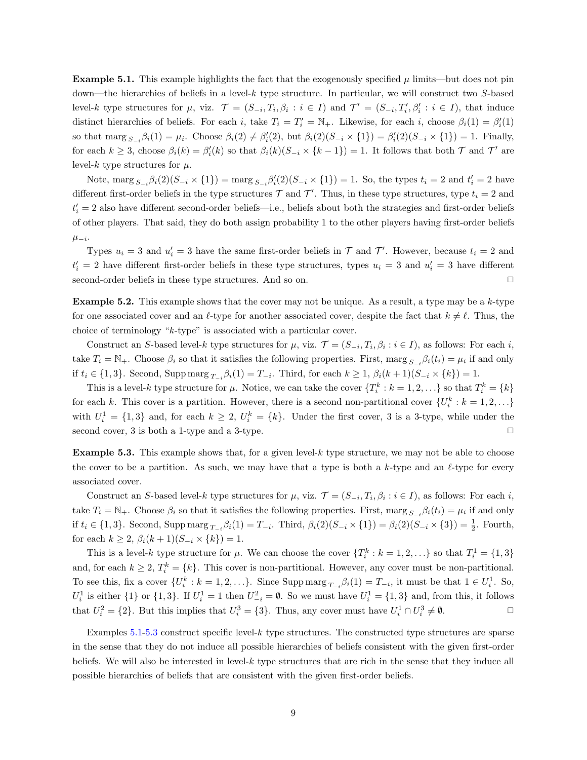**Example 5.1.** This example highlights the fact that the exogenously specified $\mu$ limits—but does not pin down—the hierarchies of beliefs in a level-$k$ type structure. In particular, we will construct two $S$-based level-$k$ type structures for $\mu$, viz. $\mathcal{T} = (S_{-i}, T_i, \beta_i : i \in I)$ and $\mathcal{T}' = (S_{-i}, T'_i, \beta'_i : i \in I)$, that induce distinct hierarchies of beliefs. For each $i$, take $T_i = T'_i = \mathbb{N}_+$. Likewise, for each $i$, choose $\beta_i(1) = \beta'_i(1)$ so that $\text{marg}_{S_{-i}}\beta_i(1) = \mu_i$. Choose $\beta_i(2) \neq \beta'_i(2)$, but $\beta_i(2)(S_{-i} \times \{1\}) = \beta'_i(2)(S_{-i} \times \{1\}) = 1$. Finally, for each $k \geq 3$, choose $\beta_i(k) = \beta'_i(k)$ so that $\beta_i(k)(S_{-i} \times \{k-1\}) = 1$. It follows that both $\mathcal{T}$ and $\mathcal{T}'$ are level-$k$ type structures for $\mu$.

Note, $\text{marg}_{S_{-i}}\beta_i(2)(S_{-i} \times \{1\}) = \text{marg}_{S_{-i}}\beta'_i(2)(S_{-i} \times \{1\}) = 1$. So, the types $t_i = 2$ and $t'_i = 2$ have different first-order beliefs in the type structures $\mathcal{T}$ and $\mathcal{T}'$. Thus, in these type structures, type $t_i = 2$ and $t'_i = 2$ also have different second-order beliefs—i.e., beliefs about both the strategies and first-order beliefs of other players. That said, they do both assign probability 1 to the other players having first-order beliefs $\mu_{-i}$.

Types $u_i = 3$ and $u'_i = 3$ have the same first-order beliefs in $\mathcal{T}$ and $\mathcal{T}'$. However, because $t_i = 2$ and $t'_i = 2$ have different first-order beliefs in these type structures, types $u_i = 3$ and $u'_i = 3$ have different second-order beliefs in these type structures. And so on. □

**Example 5.2.** This example shows that the cover may not be unique. As a result, a type may be a $k$-type for one associated cover and an $\ell$-type for another associated cover, despite the fact that $k \neq \ell$. Thus, the choice of terminology "$k$-type" is associated with a particular cover.

Construct an $S$-based level-$k$ type structures for $\mu$, viz. $\mathcal{T} = (S_{-i}, T_i, \beta_i : i \in I)$, as follows: For each $i$, take $T_i = \mathbb{N}_+$. Choose $\beta_i$ so that it satisfies the following properties. First, $\text{marg}_{S_{-i}}\beta_i(t_i) = \mu_i$ if and only if $t_i \in \{1, 3\}$. Second, $\text{Supp}\,\text{marg}_{T_{-i}}\beta_i(1) = T_{-i}$. Third, for each $k \geq 1$, $\beta_i(k+1)(S_{-i} \times \{k\}) = 1$.

This is a level-$k$ type structure for $\mu$. Notice, we can take the cover $\{T_i^k : k = 1, 2, \ldots\}$ so that $T_i^k = \{k\}$ for each $k$. This cover is a partition. However, there is a second non-partitional cover $\{U_i^k : k = 1, 2, \ldots\}$ with $U_i^1 = \{1, 3\}$ and, for each $k \geq 2$, $U_i^k = \{k\}$. Under the first cover, 3 is a 3-type, while under the second cover, 3 is both a 1-type and a 3-type. □

**Example 5.3.** This example shows that, for a given level-$k$ type structure, we may not be able to choose the cover to be a partition. As such, we may have that a type is both a $k$-type and an $\ell$-type for every associated cover.

Construct an $S$-based level-$k$ type structures for $\mu$, viz. $\mathcal{T} = (S_{-i}, T_i, \beta_i : i \in I)$, as follows: For each $i$, take $T_i = \mathbb{N}_+$. Choose $\beta_i$ so that it satisfies the following properties. First, $\text{marg}_{S_{-i}}\beta_i(t_i) = \mu_i$ if and only if $t_i \in \{1, 3\}$. Second, $\text{Supp}\,\text{marg}_{T_{-i}}\beta_i(1) = T_{-i}$. Third, $\beta_i(2)(S_{-i} \times \{1\}) = \beta_i(2)(S_{-i} \times \{3\}) = \frac{1}{2}$. Fourth, for each $k \geq 2$, $\beta_i(k+1)(S_{-i} \times \{k\}) = 1$.

This is a level-$k$ type structure for $\mu$. We can choose the cover $\{T_i^k : k = 1, 2, \ldots\}$ so that $T_i^1 = \{1, 3\}$ and, for each $k \geq 2$, $T_i^k = \{k\}$. This cover is non-partitional. However, any cover must be non-partitional. To see this, fix a cover $\{U_i^k : k = 1, 2, \ldots\}$. Since $\text{Supp}\,\text{marg}_{T_{-i}}\beta_i(1) = T_{-i}$, it must be that $1 \in U_i^1$. So, $U_i^1$ is either $\{1\}$ or $\{1, 3\}$. If $U_i^1 = 1$ then $U_{-i}^2 = \emptyset$. So we must have $U_i^1 = \{1, 3\}$ and, from this, it follows that $U_i^2 = \{2\}$. But this implies that $U_i^3 = \{3\}$. Thus, any cover must have $U_i^1 \cap U_i^3 \neq \emptyset$. □

Examples 5.1-5.3 construct specific level-$k$ type structures. The constructed type structures are sparse in the sense that they do not induce all possible hierarchies of beliefs consistent with the given first-order beliefs. We will also be interested in level-$k$ type structures that are rich in the sense that they induce all possible hierarchies of beliefs that are consistent with the given first-order beliefs.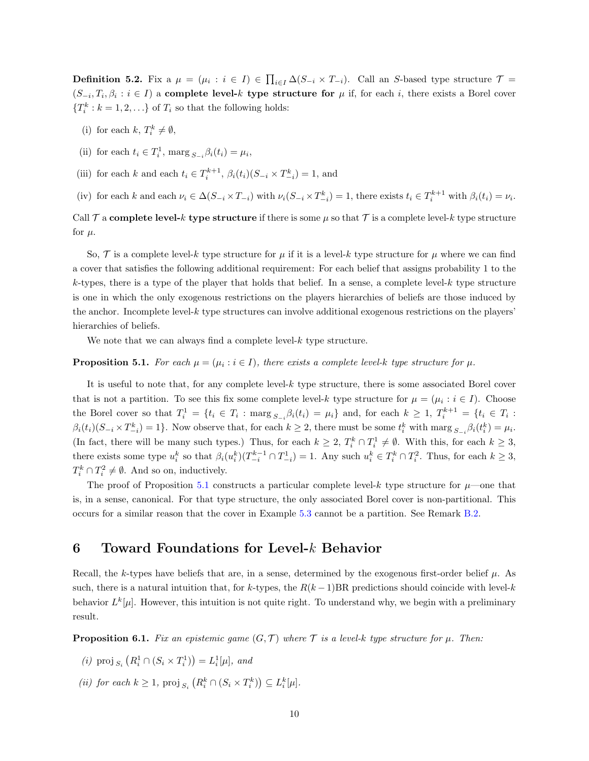**Definition 5.2.** Fix a $\mu = (\mu_i : i \in I) \in \prod_{i \in I} \Delta(S_{-i} \times T_{-i})$. Call an $S$-based type structure $\mathcal{T} = (S_{-i}, T_i, \beta_i : i \in I)$ a **complete level-$k$ type structure for** $\mu$ if, for each $i$, there exists a Borel cover $\{T_i^k : k = 1, 2, \ldots\}$ of $T_i$ so that the following holds:

(i) for each $k$, $T_i^k \neq \emptyset$,

(ii) for each $t_i \in T_i^1$, $\text{marg}_{S_{-i}} \beta_i(t_i) = \mu_i$,

(iii) for each $k$ and each $t_i \in T_i^{k+1}$, $\beta_i(t_i)(S_{-i} \times T_{-i}^k) = 1$, and

(iv) for each $k$ and each $\nu_i \in \Delta(S_{-i} \times T_{-i})$ with $\nu_i(S_{-i} \times T_{-i}^k) = 1$, there exists $t_i \in T_i^{k+1}$ with $\beta_i(t_i) = \nu_i$.

Call $\mathcal{T}$ a **complete level-$k$ type structure** if there is some $\mu$ so that $\mathcal{T}$ is a complete level-$k$ type structure for $\mu$.

So, $\mathcal{T}$ is a complete level-$k$ type structure for $\mu$ if it is a level-$k$ type structure for $\mu$ where we can find a cover that satisfies the following additional requirement: For each belief that assigns probability 1 to the $k$-types, there is a type of the player that holds that belief. In a sense, a complete level-$k$ type structure is one in which the only exogenous restrictions on the players hierarchies of beliefs are those induced by the anchor. Incomplete level-$k$ type structures can involve additional exogenous restrictions on the players' hierarchies of beliefs.

We note that we can always find a complete level-$k$ type structure.

**Proposition 5.1.** *For each $\mu = (\mu_i : i \in I)$, there exists a complete level-$k$ type structure for $\mu$.*

It is useful to note that, for any complete level-$k$ type structure, there is some associated Borel cover that is not a partition. To see this fix some complete level-$k$ type structure for $\mu = (\mu_i : i \in I)$. Choose the Borel cover so that $T_i^1 = \{t_i \in T_i : \text{marg}_{S_{-i}} \beta_i(t_i) = \mu_i\}$ and, for each $k \geq 1$, $T_i^{k+1} = \{t_i \in T_i : \beta_i(t_i)(S_{-i} \times T_{-i}^k) = 1\}$. Now observe that, for each $k \geq 2$, there must be some $t_i^k$ with $\text{marg}_{S_{-i}} \beta_i(t_i^k) = \mu_i$. (In fact, there will be many such types.) Thus, for each $k \geq 2$, $T_i^k \cap T_i^1 \neq \emptyset$. With this, for each $k \geq 3$, there exists some type $u_i^k$ so that $\beta_i(u_i^k)(T_{-i}^{k-1} \cap T_{-i}^1) = 1$. Any such $u_i^k \in T_i^k \cap T_i^2$. Thus, for each $k \geq 3$, $T_i^k \cap T_i^2 \neq \emptyset$. And so on, inductively.

The proof of Proposition 5.1 constructs a particular complete level-$k$ type structure for $\mu$—one that is, in a sense, canonical. For that type structure, the only associated Borel cover is non-partitional. This occurs for a similar reason that the cover in Example 5.3 cannot be a partition. See Remark B.2.

# 6 Toward Foundations for Level-$k$ Behavior

Recall, the $k$-types have beliefs that are, in a sense, determined by the exogenous first-order belief $\mu$. As such, there is a natural intuition that, for $k$-types, the $R(k-1)$BR predictions should coincide with level-$k$ behavior $L^k[\mu]$. However, this intuition is not quite right. To understand why, we begin with a preliminary result.

**Proposition 6.1.** *Fix an epistemic game $(G, \mathcal{T})$ where $\mathcal{T}$ is a level-$k$ type structure for $\mu$. Then:*

*(i)* $\text{proj}_{S_i} \left( R_i^1 \cap (S_i \times T_i^1) \right) = L_i^1[\mu]$, *and*

*(ii) for each $k \geq 1$,* $\text{proj}_{S_i} \left( R_i^k \cap (S_i \times T_i^k) \right) \subseteq L_i^k[\mu]$.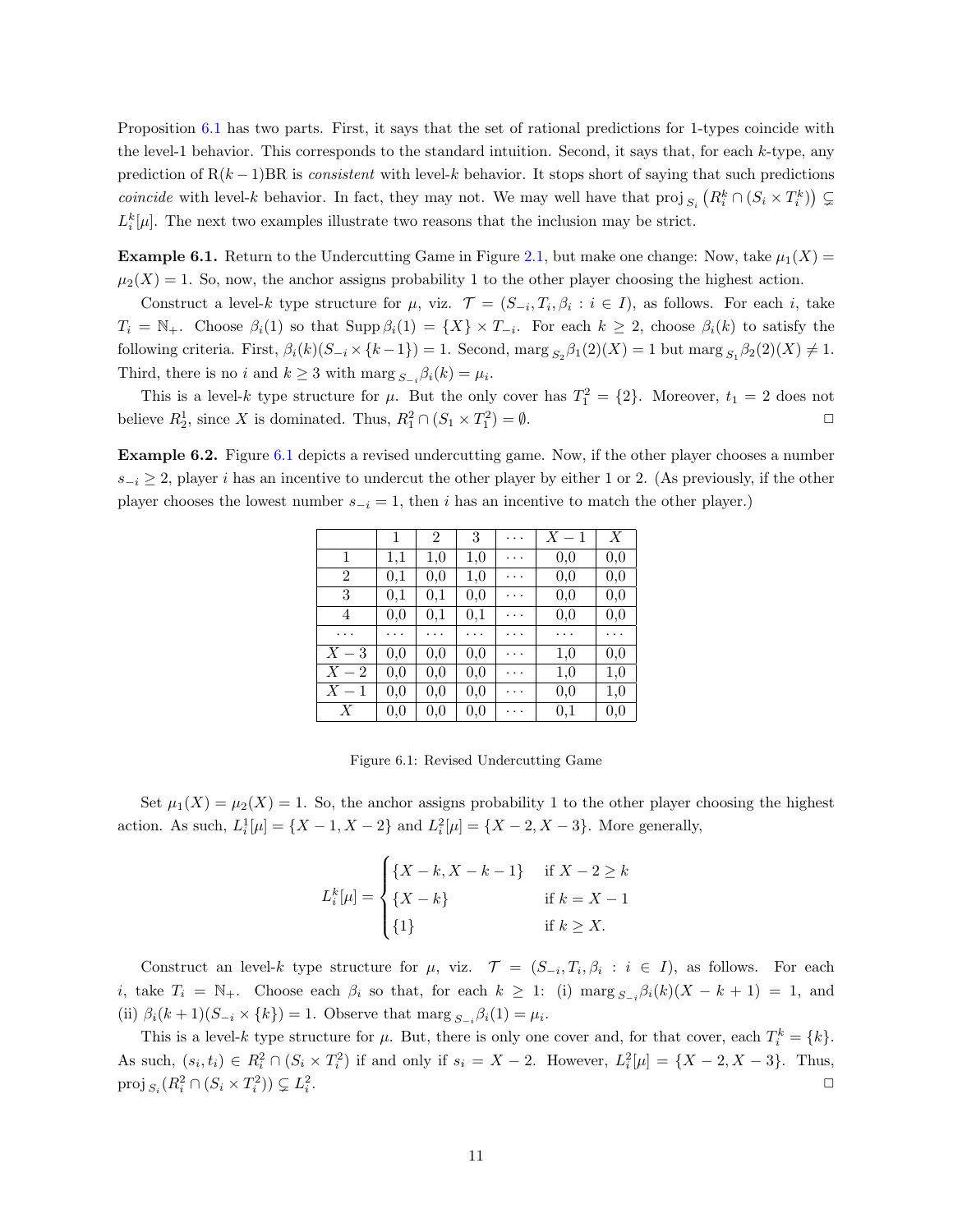Proposition 6.1 has two parts. First, it says that the set of rational predictions for 1-types coincide with the level-1 behavior. This corresponds to the standard intuition. Second, it says that, for each $k$-type, any prediction of R$(k-1)$BR is *consistent* with level-$k$ behavior. It stops short of saying that such predictions *coincide* with level-$k$ behavior. In fact, they may not. We may well have that $\text{proj}_{S_i}\left(R_i^k \cap (S_i \times T_i^k)\right) \subsetneq L_i^k[\mu]$. The next two examples illustrate two reasons that the inclusion may be strict.

**Example 6.1.** Return to the Undercutting Game in Figure 2.1, but make one change: Now, take $\mu_1(X) = \mu_2(X) = 1$. So, now, the anchor assigns probability 1 to the other player choosing the highest action.

Construct a level-$k$ type structure for $\mu$, viz. $\mathcal{T} = (S_{-i}, T_i, \beta_i : i \in I)$, as follows. For each $i$, take $T_i = \mathbb{N}_+$. Choose $\beta_i(1)$ so that $\text{Supp}\,\beta_i(1) = \{X\} \times T_{-i}$. For each $k \geq 2$, choose $\beta_i(k)$ to satisfy the following criteria. First, $\beta_i(k)(S_{-i} \times \{k-1\}) = 1$. Second, $\text{marg}_{S_2}\beta_1(2)(X) = 1$ but $\text{marg}_{S_1}\beta_2(2)(X) \neq 1$. Third, there is no $i$ and $k \geq 3$ with $\text{marg}_{S_{-i}}\beta_i(k) = \mu_i$.

This is a level-$k$ type structure for $\mu$. But the only cover has $T_1^2 = \{2\}$. Moreover, $t_1 = 2$ does not believe $R_2^1$, since $X$ is dominated. Thus, $R_1^2 \cap (S_1 \times T_1^2) = \emptyset$. □

**Example 6.2.** Figure 6.1 depicts a revised undercutting game. Now, if the other player chooses a number $s_{-i} \geq 2$, player $i$ has an incentive to undercut the other player by either 1 or 2. (As previously, if the other player chooses the lowest number $s_{-i} = 1$, then $i$ has an incentive to match the other player.)

| | 1 | 2 | 3 | $\cdots$ | $X-1$ | $X$ |
|---|---|---|---|---|---|---|
| 1 | 1,1 | 1,0 | 1,0 | $\cdots$ | 0,0 | 0,0 |
| 2 | 0,1 | 0,0 | 1,0 | $\cdots$ | 0,0 | 0,0 |
| 3 | 0,1 | 0,1 | 0,0 | $\cdots$ | 0,0 | 0,0 |
| 4 | 0,0 | 0,1 | 0,1 | $\cdots$ | 0,0 | 0,0 |
| $\cdots$ | $\cdots$ | $\cdots$ | $\cdots$ | $\cdots$ | $\cdots$ | $\cdots$ |
| $X-3$ | 0,0 | 0,0 | 0,0 | $\cdots$ | 1,0 | 0,0 |
| $X-2$ | 0,0 | 0,0 | 0,0 | $\cdots$ | 1,0 | 1,0 |
| $X-1$ | 0,0 | 0,0 | 0,0 | $\cdots$ | 0,0 | 1,0 |
| $X$ | 0,0 | 0,0 | 0,0 | $\cdots$ | 0,1 | 0,0 |

Figure 6.1: Revised Undercutting Game

Set $\mu_1(X) = \mu_2(X) = 1$. So, the anchor assigns probability 1 to the other player choosing the highest action. As such, $L_i^1[\mu] = \{X-1, X-2\}$ and $L_i^2[\mu] = \{X-2, X-3\}$. More generally,

$$L_i^k[\mu] = \begin{cases} \{X-k, X-k-1\} & \text{if } X-2 \geq k \\ \{X-k\} & \text{if } k = X-1 \\ \{1\} & \text{if } k \geq X. \end{cases}$$

Construct an level-$k$ type structure for $\mu$, viz. $\mathcal{T} = (S_{-i}, T_i, \beta_i : i \in I)$, as follows. For each $i$, take $T_i = \mathbb{N}_+$. Choose each $\beta_i$ so that, for each $k \geq 1$: (i) $\text{marg}_{S_{-i}}\beta_i(k)(X-k+1) = 1$, and (ii) $\beta_i(k+1)(S_{-i} \times \{k\}) = 1$. Observe that $\text{marg}_{S_{-i}}\beta_i(1) = \mu_i$.

This is a level-$k$ type structure for $\mu$. But, there is only one cover and, for that cover, each $T_i^k = \{k\}$. As such, $(s_i, t_i) \in R_i^2 \cap (S_i \times T_i^2)$ if and only if $s_i = X-2$. However, $L_i^2[\mu] = \{X-2, X-3\}$. Thus, $\text{proj}_{S_i}(R_i^2 \cap (S_i \times T_i^2)) \subsetneq L_i^2$. □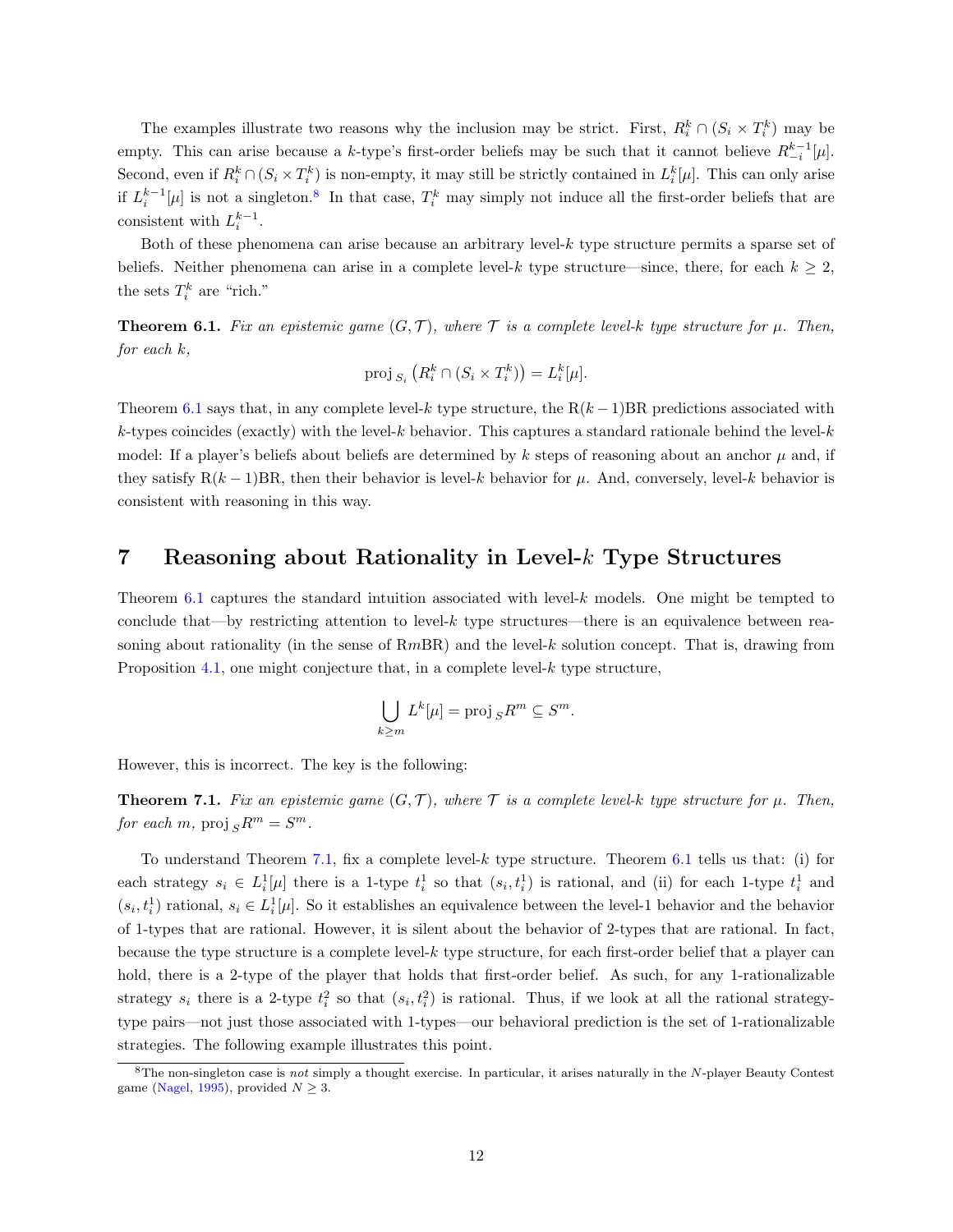The examples illustrate two reasons why the inclusion may be strict. First, $R_i^k \cap (S_i \times T_i^k)$ may be empty. This can arise because a $k$-type's first-order beliefs may be such that it cannot believe $R_{-i}^{k-1}[\mu]$. Second, even if $R_i^k \cap (S_i \times T_i^k)$ is non-empty, it may still be strictly contained in $L_i^k[\mu]$. This can only arise if $L_i^{k-1}[\mu]$ is not a singleton.[8] In that case, $T_i^k$ may simply not induce all the first-order beliefs that are consistent with $L_i^{k-1}$.

Both of these phenomena can arise because an arbitrary level-$k$ type structure permits a sparse set of beliefs. Neither phenomena can arise in a complete level-$k$ type structure—since, there, for each $k \geq 2$, the sets $T_i^k$ are "rich."

**Theorem 6.1.** *Fix an epistemic game $(G, \mathcal{T})$, where $\mathcal{T}$ is a complete level-$k$ type structure for $\mu$. Then, for each $k$,*

$$\text{proj}_{S_i}\left(R_i^k \cap (S_i \times T_i^k)\right) = L_i^k[\mu].$$

Theorem 6.1 says that, in any complete level-$k$ type structure, the R$(k-1)$BR predictions associated with $k$-types coincides (exactly) with the level-$k$ behavior. This captures a standard rationale behind the level-$k$ model: If a player's beliefs about beliefs are determined by $k$ steps of reasoning about an anchor $\mu$ and, if they satisfy R$(k-1)$BR, then their behavior is level-$k$ behavior for $\mu$. And, conversely, level-$k$ behavior is consistent with reasoning in this way.

## 7 Reasoning about Rationality in Level-$k$ Type Structures

Theorem 6.1 captures the standard intuition associated with level-$k$ models. One might be tempted to conclude that—by restricting attention to level-$k$ type structures—there is an equivalence between reasoning about rationality (in the sense of R$m$BR) and the level-$k$ solution concept. That is, drawing from Proposition 4.1, one might conjecture that, in a complete level-$k$ type structure,

$$\bigcup_{k \geq m} L^k[\mu] = \text{proj}_S R^m \subseteq S^m.$$

However, this is incorrect. The key is the following:

**Theorem 7.1.** *Fix an epistemic game $(G, \mathcal{T})$, where $\mathcal{T}$ is a complete level-$k$ type structure for $\mu$. Then, for each $m$, $\text{proj}_S R^m = S^m$.*

To understand Theorem 7.1, fix a complete level-$k$ type structure. Theorem 6.1 tells us that: (i) for each strategy $s_i \in L_i^1[\mu]$ there is a 1-type $t_i^1$ so that $(s_i, t_i^1)$ is rational, and (ii) for each 1-type $t_i^1$ and $(s_i, t_i^1)$ rational, $s_i \in L_i^1[\mu]$. So it establishes an equivalence between the level-1 behavior and the behavior of 1-types that are rational. However, it is silent about the behavior of 2-types that are rational. In fact, because the type structure is a complete level-$k$ type structure, for each first-order belief that a player can hold, there is a 2-type of the player that holds that first-order belief. As such, for any 1-rationalizable strategy $s_i$ there is a 2-type $t_i^2$ so that $(s_i, t_i^2)$ is rational. Thus, if we look at all the rational strategy-type pairs—not just those associated with 1-types—our behavioral prediction is the set of 1-rationalizable strategies. The following example illustrates this point.

[8] The non-singleton case is *not* simply a thought exercise. In particular, it arises naturally in the $N$-player Beauty Contest game (Nagel, 1995), provided $N \geq 3$.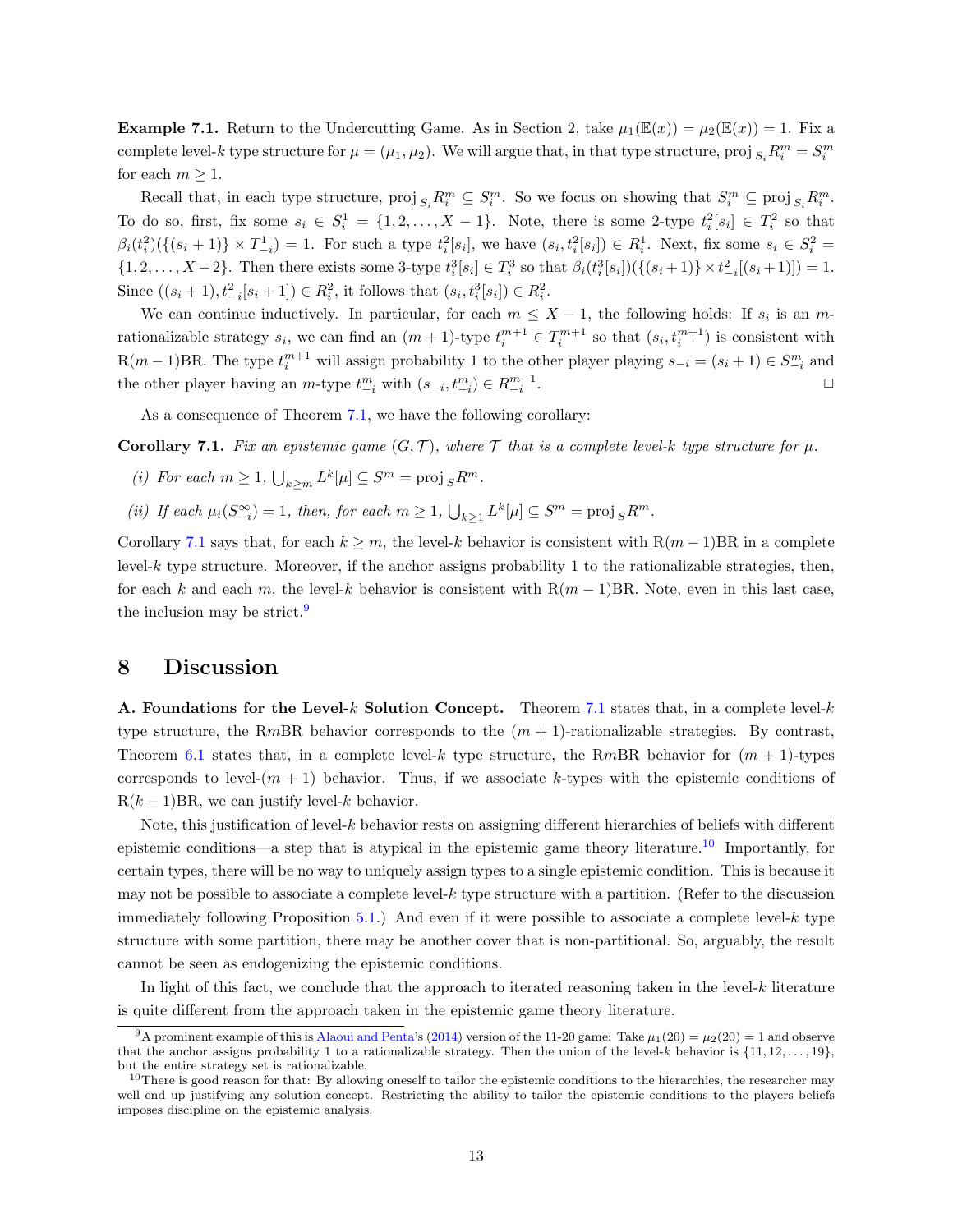**Example 7.1.** Return to the Undercutting Game. As in Section 2, take $\mu_1(\mathbb{E}(x)) = \mu_2(\mathbb{E}(x)) = 1$. Fix a complete level-$k$ type structure for $\mu = (\mu_1, \mu_2)$. We will argue that, in that type structure, $\text{proj}_{S_i} R_i^m = S_i^m$ for each $m \geq 1$.

Recall that, in each type structure, $\text{proj}_{S_i} R_i^m \subseteq S_i^m$. So we focus on showing that $S_i^m \subseteq \text{proj}_{S_i} R_i^m$. To do so, first, fix some $s_i \in S_i^1 = \{1, 2, \ldots, X-1\}$. Note, there is some 2-type $t_i^2[s_i] \in T_i^2$ so that $\beta_i(t_i^2)(\{(s_i+1)\} \times T_{-i}^1) = 1$. For such a type $t_i^2[s_i]$, we have $(s_i, t_i^2[s_i]) \in R_i^1$. Next, fix some $s_i \in S_i^2 = \{1, 2, \ldots, X-2\}$. Then there exists some 3-type $t_i^3[s_i] \in T_i^3$ so that $\beta_i(t_i^3[s_i])(\{(s_i+1)\} \times t_{-i}^2[(s_i+1)]) = 1$. Since $((s_i+1), t_{-i}^2[s_i+1]) \in R_i^2$, it follows that $(s_i, t_i^3[s_i]) \in R_i^2$.

We can continue inductively. In particular, for each $m \leq X-1$, the following holds: If $s_i$ is an $m$-rationalizable strategy $s_i$, we can find an $(m+1)$-type $t_i^{m+1} \in T_i^{m+1}$ so that $(s_i, t_i^{m+1})$ is consistent with R$(m-1)$BR. The type $t_i^{m+1}$ will assign probability 1 to the other player playing $s_{-i} = (s_i+1) \in S_{-i}^m$ and the other player having an $m$-type $t_{-i}^m$ with $(s_{-i}, t_{-i}^m) \in R_{-i}^{m-1}$. □

As a consequence of Theorem 7.1, we have the following corollary:

**Corollary 7.1.** *Fix an epistemic game $(G, \mathcal{T})$, where $\mathcal{T}$ that is a complete level-$k$ type structure for $\mu$.*

*(i) For each $m \geq 1$, $\bigcup_{k \geq m} L^k[\mu] \subseteq S^m = \text{proj}_S R^m$.*

*(ii) If each $\mu_i(S_{-i}^\infty) = 1$, then, for each $m \geq 1$, $\bigcup_{k \geq 1} L^k[\mu] \subseteq S^m = \text{proj}_S R^m$.*

Corollary 7.1 says that, for each $k \geq m$, the level-$k$ behavior is consistent with R$(m-1)$BR in a complete level-$k$ type structure. Moreover, if the anchor assigns probability 1 to the rationalizable strategies, then, for each $k$ and each $m$, the level-$k$ behavior is consistent with R$(m-1)$BR. Note, even in this last case, the inclusion may be strict.[9]

# 8 Discussion

**A. Foundations for the Level-$k$ Solution Concept.** Theorem 7.1 states that, in a complete level-$k$ type structure, the R$m$BR behavior corresponds to the $(m+1)$-rationalizable strategies. By contrast, Theorem 6.1 states that, in a complete level-$k$ type structure, the R$m$BR behavior for $(m+1)$-types corresponds to level-$(m+1)$ behavior. Thus, if we associate $k$-types with the epistemic conditions of R$(k-1)$BR, we can justify level-$k$ behavior.

Note, this justification of level-$k$ behavior rests on assigning different hierarchies of beliefs with different epistemic conditions—a step that is atypical in the epistemic game theory literature.[10] Importantly, for certain types, there will be no way to uniquely assign types to a single epistemic condition. This is because it may not be possible to associate a complete level-$k$ type structure with a partition. (Refer to the discussion immediately following Proposition 5.1.) And even if it were possible to associate a complete level-$k$ type structure with some partition, there may be another cover that is non-partitional. So, arguably, the result cannot be seen as endogenizing the epistemic conditions.

In light of this fact, we conclude that the approach to iterated reasoning taken in the level-$k$ literature is quite different from the approach taken in the epistemic game theory literature.

[9] A prominent example of this is Alaoui and Penta's (2014) version of the 11-20 game: Take $\mu_1(20) = \mu_2(20) = 1$ and observe that the anchor assigns probability 1 to a rationalizable strategy. Then the union of the level-$k$ behavior is $\{11, 12, \ldots, 19\}$, but the entire strategy set is rationalizable.

[10] There is good reason for that: By allowing oneself to tailor the epistemic conditions to the hierarchies, the researcher may well end up justifying any solution concept. Restricting the ability to tailor the epistemic conditions to the players beliefs imposes discipline on the epistemic analysis.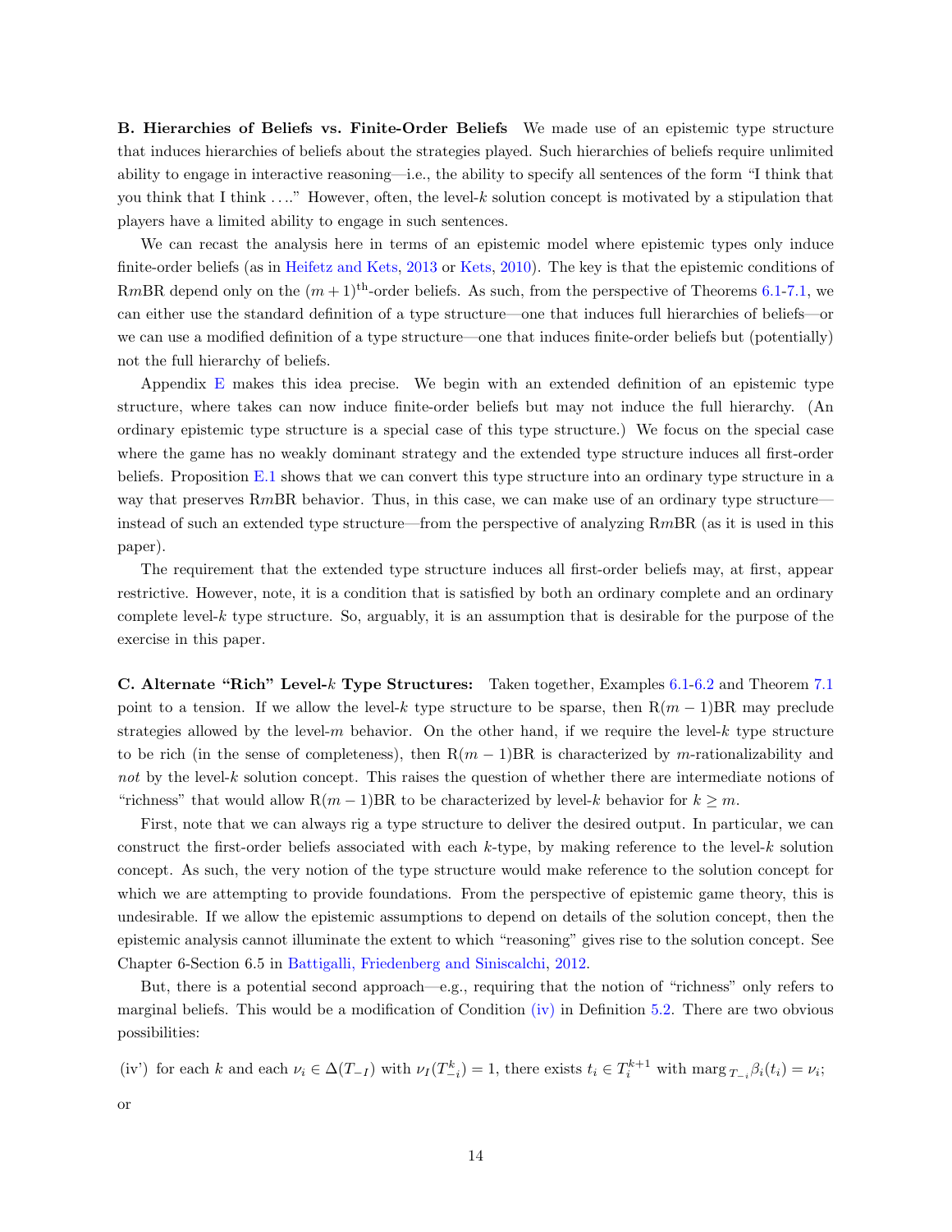**B. Hierarchies of Beliefs vs. Finite-Order Beliefs** We made use of an epistemic type structure that induces hierarchies of beliefs about the strategies played. Such hierarchies of beliefs require unlimited ability to engage in interactive reasoning—i.e., the ability to specify all sentences of the form "I think that you think that I think ...." However, often, the level-$k$ solution concept is motivated by a stipulation that players have a limited ability to engage in such sentences.

We can recast the analysis here in terms of an epistemic model where epistemic types only induce finite-order beliefs (as in Heifetz and Kets, 2013 or Kets, 2010). The key is that the epistemic conditions of R$m$BR depend only on the $(m+1)^{\text{th}}$-order beliefs. As such, from the perspective of Theorems 6.1-7.1, we can either use the standard definition of a type structure—one that induces full hierarchies of beliefs—or we can use a modified definition of a type structure—one that induces finite-order beliefs but (potentially) not the full hierarchy of beliefs.

Appendix E makes this idea precise. We begin with an extended definition of an epistemic type structure, where takes can now induce finite-order beliefs but may not induce the full hierarchy. (An ordinary epistemic type structure is a special case of this type structure.) We focus on the special case where the game has no weakly dominant strategy and the extended type structure induces all first-order beliefs. Proposition E.1 shows that we can convert this type structure into an ordinary type structure in a way that preserves R$m$BR behavior. Thus, in this case, we can make use of an ordinary type structure—instead of such an extended type structure—from the perspective of analyzing R$m$BR (as it is used in this paper).

The requirement that the extended type structure induces all first-order beliefs may, at first, appear restrictive. However, note, it is a condition that is satisfied by both an ordinary complete and an ordinary complete level-$k$ type structure. So, arguably, it is an assumption that is desirable for the purpose of the exercise in this paper.

**C. Alternate "Rich" Level-$k$ Type Structures:** Taken together, Examples 6.1-6.2 and Theorem 7.1 point to a tension. If we allow the level-$k$ type structure to be sparse, then R$(m-1)$BR may preclude strategies allowed by the level-$m$ behavior. On the other hand, if we require the level-$k$ type structure to be rich (in the sense of completeness), then R$(m-1)$BR is characterized by $m$-rationalizability and *not* by the level-$k$ solution concept. This raises the question of whether there are intermediate notions of "richness" that would allow R$(m-1)$BR to be characterized by level-$k$ behavior for $k \geq m$.

First, note that we can always rig a type structure to deliver the desired output. In particular, we can construct the first-order beliefs associated with each $k$-type, by making reference to the level-$k$ solution concept. As such, the very notion of the type structure would make reference to the solution concept for which we are attempting to provide foundations. From the perspective of epistemic game theory, this is undesirable. If we allow the epistemic assumptions to depend on details of the solution concept, then the epistemic analysis cannot illuminate the extent to which "reasoning" gives rise to the solution concept. See Chapter 6-Section 6.5 in Battigalli, Friedenberg and Siniscalchi, 2012.

But, there is a potential second approach—e.g., requiring that the notion of "richness" only refers to marginal beliefs. This would be a modification of Condition (iv) in Definition 5.2. There are two obvious possibilities:

(iv') for each $k$ and each $\nu_i \in \Delta(T_{-I})$ with $\nu_I(T_{-i}^k) = 1$, there exists $t_i \in T_i^{k+1}$ with $\text{marg}_{T_{-i}}\beta_i(t_i) = \nu_i$;

or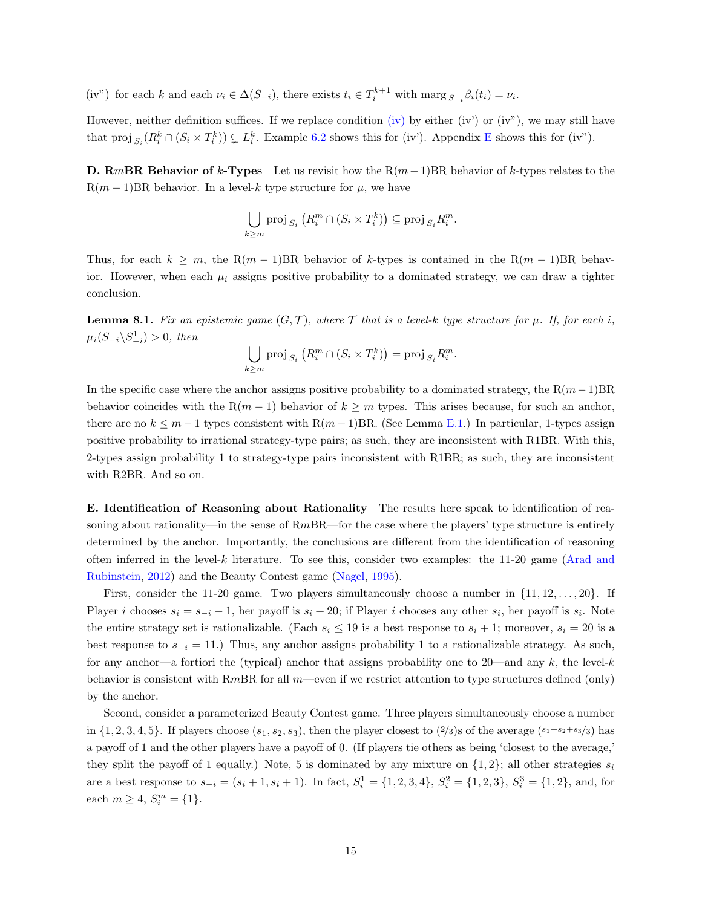(iv") for each $k$ and each $\nu_i \in \Delta(S_{-i})$, there exists $t_i \in T_i^{k+1}$ with $\text{marg}_{S_{-i}}\beta_i(t_i) = \nu_i$.

However, neither definition suffices. If we replace condition (iv) by either (iv') or (iv"), we may still have that $\text{proj}_{S_i}(R_i^k \cap (S_i \times T_i^k)) \subsetneq L_i^k$. Example 6.2 shows this for (iv'). Appendix E shows this for (iv").

**D. R$m$BR Behavior of $k$-Types** Let us revisit how the R$(m-1)$BR behavior of $k$-types relates to the R$(m-1)$BR behavior. In a level-$k$ type structure for $\mu$, we have

$$\bigcup_{k \geq m} \text{proj}_{S_i}\left(R_i^m \cap (S_i \times T_i^k)\right) \subseteq \text{proj}_{S_i} R_i^m.$$

Thus, for each $k \geq m$, the R$(m-1)$BR behavior of $k$-types is contained in the R$(m-1)$BR behavior. However, when each $\mu_i$ assigns positive probability to a dominated strategy, we can draw a tighter conclusion.

**Lemma 8.1.** *Fix an epistemic game $(G, \mathcal{T})$, where $\mathcal{T}$ that is a level-$k$ type structure for $\mu$. If, for each $i$, $\mu_i(S_{-i} \backslash S_{-i}^1) > 0$, then*

$$\bigcup_{k \geq m} \text{proj}_{S_i}\left(R_i^m \cap (S_i \times T_i^k)\right) = \text{proj}_{S_i} R_i^m.$$

In the specific case where the anchor assigns positive probability to a dominated strategy, the R$(m-1)$BR behavior coincides with the R$(m-1)$ behavior of $k \geq m$ types. This arises because, for such an anchor, there are no $k \leq m-1$ types consistent with R$(m-1)$BR. (See Lemma E.1.) In particular, 1-types assign positive probability to irrational strategy-type pairs; as such, they are inconsistent with R1BR. With this, 2-types assign probability 1 to strategy-type pairs inconsistent with R1BR; as such, they are inconsistent with R2BR. And so on.

**E. Identification of Reasoning about Rationality** The results here speak to identification of reasoning about rationality—in the sense of R$m$BR—for the case where the players' type structure is entirely determined by the anchor. Importantly, the conclusions are different from the identification of reasoning often inferred in the level-$k$ literature. To see this, consider two examples: the 11-20 game (Arad and Rubinstein, 2012) and the Beauty Contest game (Nagel, 1995).

First, consider the 11-20 game. Two players simultaneously choose a number in $\{11, 12, \ldots, 20\}$. If Player $i$ chooses $s_i = s_{-i} - 1$, her payoff is $s_i + 20$; if Player $i$ chooses any other $s_i$, her payoff is $s_i$. Note the entire strategy set is rationalizable. (Each $s_i \leq 19$ is a best response to $s_i + 1$; moreover, $s_i = 20$ is a best response to $s_{-i} = 11$.) Thus, any anchor assigns probability 1 to a rationalizable strategy. As such, for any anchor—a fortiori the (typical) anchor that assigns probability one to 20—and any $k$, the level-$k$ behavior is consistent with R$m$BR for all $m$—even if we restrict attention to type structures defined (only) by the anchor.

Second, consider a parameterized Beauty Contest game. Three players simultaneously choose a number in $\{1, 2, 3, 4, 5\}$. If players choose $(s_1, s_2, s_3)$, then the player closest to $(2/3)$s of the average $(s_1+s_2+s_3/3)$ has a payoff of 1 and the other players have a payoff of 0. (If players tie others as being 'closest to the average,' they split the payoff of 1 equally.) Note, 5 is dominated by any mixture on $\{1, 2\}$; all other strategies $s_i$ are a best response to $s_{-i} = (s_i + 1, s_i + 1)$. In fact, $S_i^1 = \{1, 2, 3, 4\}$, $S_i^2 = \{1, 2, 3\}$, $S_i^3 = \{1, 2\}$, and, for each $m \geq 4$, $S_i^m = \{1\}$.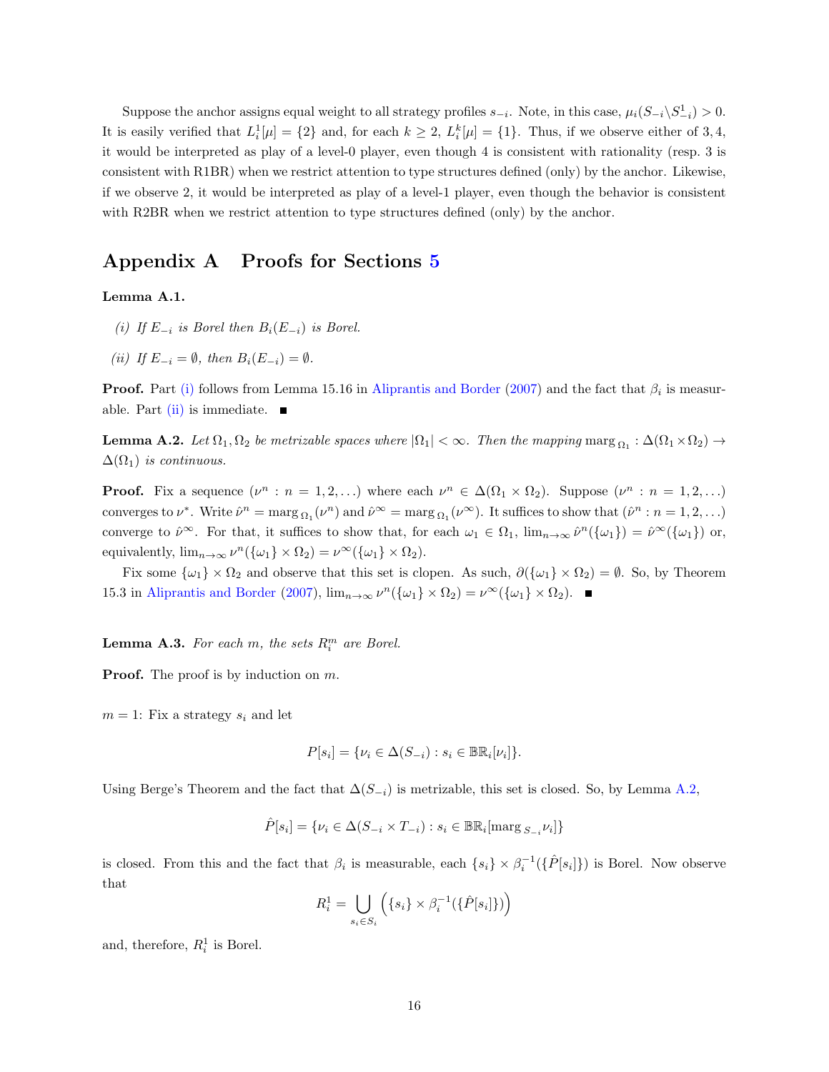Suppose the anchor assigns equal weight to all strategy profiles $s_{-i}$. Note, in this case, $\mu_i(S_{-i}\backslash S^1_{-i}) > 0$. It is easily verified that $L^1_i[\mu] = \{2\}$ and, for each $k \geq 2$, $L^k_i[\mu] = \{1\}$. Thus, if we observe either of $3, 4$, it would be interpreted as play of a level-0 player, even though 4 is consistent with rationality (resp. 3 is consistent with R1BR) when we restrict attention to type structures defined (only) by the anchor. Likewise, if we observe 2, it would be interpreted as play of a level-1 player, even though the behavior is consistent with R2BR when we restrict attention to type structures defined (only) by the anchor.

# Appendix A Proofs for Sections 5

**Lemma A.1.**

*(i) If $E_{-i}$ is Borel then $B_i(E_{-i})$ is Borel.*

*(ii) If $E_{-i} = \emptyset$, then $B_i(E_{-i}) = \emptyset$.*

**Proof.** Part (i) follows from Lemma 15.16 in Aliprantis and Border (2007) and the fact that $\beta_i$ is measurable. Part (ii) is immediate. ■

**Lemma A.2.** *Let $\Omega_1, \Omega_2$ be metrizable spaces where $|\Omega_1| < \infty$. Then the mapping $\text{marg}_{\Omega_1} : \Delta(\Omega_1 \times \Omega_2) \to \Delta(\Omega_1)$ is continuous.*

**Proof.** Fix a sequence $(\nu^n : n = 1, 2, \ldots)$ where each $\nu^n \in \Delta(\Omega_1 \times \Omega_2)$. Suppose $(\nu^n : n = 1, 2, \ldots)$ converges to $\nu^*$. Write $\hat{\nu}^n = \text{marg}_{\Omega_1}(\nu^n)$ and $\hat{\nu}^\infty = \text{marg}_{\Omega_1}(\nu^\infty)$. It suffices to show that $(\hat{\nu}^n : n = 1, 2, \ldots)$ converge to $\hat{\nu}^\infty$. For that, it suffices to show that, for each $\omega_1 \in \Omega_1$, $\lim_{n\to\infty} \hat{\nu}^n(\{\omega_1\}) = \hat{\nu}^\infty(\{\omega_1\})$ or, equivalently, $\lim_{n\to\infty} \nu^n(\{\omega_1\} \times \Omega_2) = \nu^\infty(\{\omega_1\} \times \Omega_2)$.

Fix some $\{\omega_1\} \times \Omega_2$ and observe that this set is clopen. As such, $\partial(\{\omega_1\} \times \Omega_2) = \emptyset$. So, by Theorem 15.3 in Aliprantis and Border (2007), $\lim_{n\to\infty} \nu^n(\{\omega_1\} \times \Omega_2) = \nu^\infty(\{\omega_1\} \times \Omega_2)$. ■

**Lemma A.3.** *For each $m$, the sets $R^m_i$ are Borel.*

**Proof.** The proof is by induction on $m$.

$m = 1$: Fix a strategy $s_i$ and let

$$P[s_i] = \{\nu_i \in \Delta(S_{-i}) : s_i \in \mathbb{BR}_i[\nu_i]\}.$$

Using Berge's Theorem and the fact that $\Delta(S_{-i})$ is metrizable, this set is closed. So, by Lemma A.2,

$$\hat{P}[s_i] = \{\nu_i \in \Delta(S_{-i} \times T_{-i}) : s_i \in \mathbb{BR}_i[\text{marg}_{S_{-i}}\nu_i]\}$$

is closed. From this and the fact that $\beta_i$ is measurable, each $\{s_i\} \times \beta_i^{-1}(\{\hat{P}[s_i]\})$ is Borel. Now observe that

$$R^1_i = \bigcup_{s_i \in S_i} \left(\{s_i\} \times \beta_i^{-1}(\{\hat{P}[s_i]\})\right)$$

and, therefore, $R^1_i$ is Borel.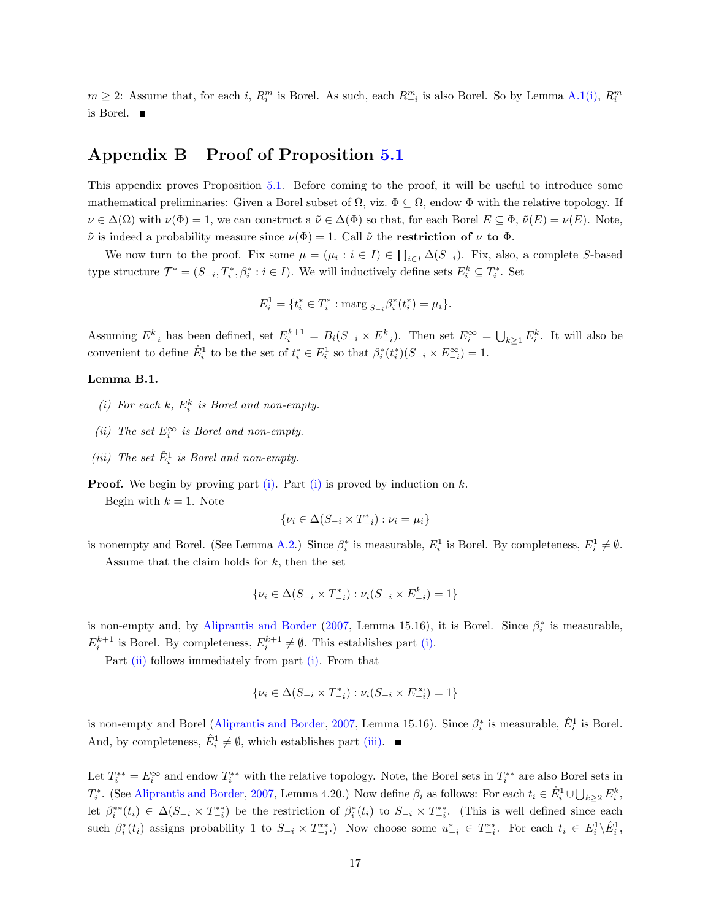$m \geq 2$: Assume that, for each $i$, $R_i^m$ is Borel. As such, each $R_{-i}^m$ is also Borel. So by Lemma A.1(i), $R_i^m$ is Borel. ■

## Appendix B Proof of Proposition 5.1

This appendix proves Proposition 5.1. Before coming to the proof, it will be useful to introduce some mathematical preliminaries: Given a Borel subset of $\Omega$, viz. $\Phi \subseteq \Omega$, endow $\Phi$ with the relative topology. If $\nu \in \Delta(\Omega)$ with $\nu(\Phi) = 1$, we can construct a $\tilde{\nu} \in \Delta(\Phi)$ so that, for each Borel $E \subseteq \Phi$, $\tilde{\nu}(E) = \nu(E)$. Note, $\tilde{\nu}$ is indeed a probability measure since $\nu(\Phi) = 1$. Call $\tilde{\nu}$ the **restriction of** $\nu$ **to** $\Phi$.

We now turn to the proof. Fix some $\mu = (\mu_i : i \in I) \in \prod_{i \in I} \Delta(S_{-i})$. Fix, also, a complete $S$-based type structure $\mathcal{T}^* = (S_{-i}, T_i^*, \beta_i^* : i \in I)$. We will inductively define sets $E_i^k \subseteq T_i^*$. Set

$$E_i^1 = \{t_i^* \in T_i^* : \text{marg}_{S_{-i}} \beta_i^*(t_i^*) = \mu_i\}.$$

Assuming $E_{-i}^k$ has been defined, set $E_i^{k+1} = B_i(S_{-i} \times E_{-i}^k)$. Then set $E_i^\infty = \bigcup_{k \geq 1} E_i^k$. It will also be convenient to define $\hat{E}_i^1$ to be the set of $t_i^* \in E_i^1$ so that $\beta_i^*(t_i^*)(S_{-i} \times E_{-i}^\infty) = 1$.

**Lemma B.1.**

*(i) For each $k$, $E_i^k$ is Borel and non-empty.*

*(ii) The set $E_i^\infty$ is Borel and non-empty.*

*(iii) The set $\hat{E}_i^1$ is Borel and non-empty.*

**Proof.** We begin by proving part (i). Part (i) is proved by induction on $k$.

Begin with $k = 1$. Note

$$\{\nu_i \in \Delta(S_{-i} \times T_{-i}^*) : \nu_i = \mu_i\}$$

is nonempty and Borel. (See Lemma A.2.) Since $\beta_i^*$ is measurable, $E_i^1$ is Borel. By completeness, $E_i^1 \neq \emptyset$.

Assume that the claim holds for $k$, then the set

$$\{\nu_i \in \Delta(S_{-i} \times T_{-i}^*) : \nu_i(S_{-i} \times E_{-i}^k) = 1\}$$

is non-empty and, by Aliprantis and Border (2007, Lemma 15.16), it is Borel. Since $\beta_i^*$ is measurable, $E_i^{k+1}$ is Borel. By completeness, $E_i^{k+1} \neq \emptyset$. This establishes part (i).

Part (ii) follows immediately from part (i). From that

$$\{\nu_i \in \Delta(S_{-i} \times T_{-i}^*) : \nu_i(S_{-i} \times E_{-i}^\infty) = 1\}$$

is non-empty and Borel (Aliprantis and Border, 2007, Lemma 15.16). Since $\beta_i^*$ is measurable, $\hat{E}_i^1$ is Borel. And, by completeness, $\hat{E}_i^1 \neq \emptyset$, which establishes part (iii). ■

Let $T_i^{**} = E_i^\infty$ and endow $T_i^{**}$ with the relative topology. Note, the Borel sets in $T_i^{**}$ are also Borel sets in $T_i^*$. (See Aliprantis and Border, 2007, Lemma 4.20.) Now define $\beta_i$ as follows: For each $t_i \in \hat{E}_i^1 \cup \bigcup_{k \geq 2} E_i^k$, let $\beta_i^{**}(t_i) \in \Delta(S_{-i} \times T_{-i}^{**})$ be the restriction of $\beta_i^*(t_i)$ to $S_{-i} \times T_{-i}^{**}$. (This is well defined since each such $\beta_i^*(t_i)$ assigns probability 1 to $S_{-i} \times T_{-i}^{**}$.) Now choose some $u_{-i}^* \in T_{-i}^{**}$. For each $t_i \in E_i^1 \backslash \hat{E}_i^1$,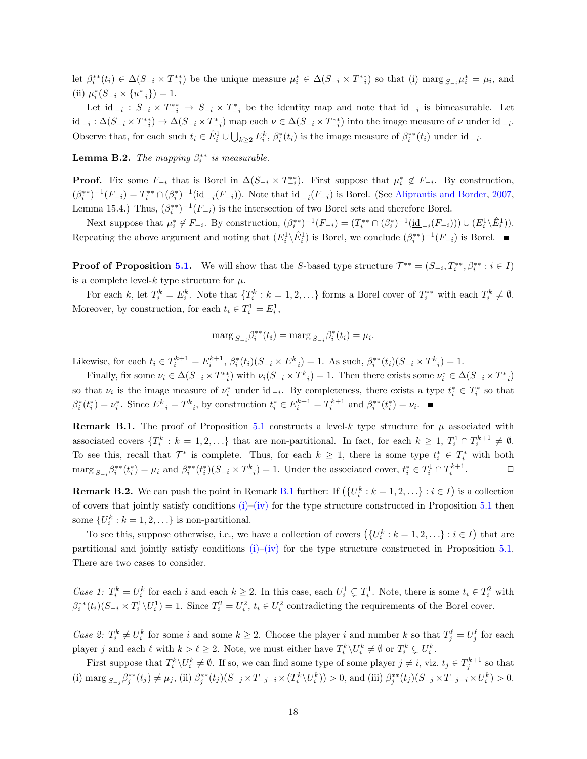let $\beta_i^{**}(t_i) \in \Delta(S_{-i} \times T_{-i}^{**})$ be the unique measure $\mu_i^* \in \Delta(S_{-i} \times T_{-i}^{**})$ so that (i) $\text{marg}_{S_{-i}} \mu_i^* = \mu_i$, and (ii) $\mu_i^*(S_{-i} \times \{u_{-i}^*\}) = 1$.

Let $\text{id}_{-i} : S_{-i} \times T_{-i}^{**} \to S_{-i} \times T_{-i}^*$ be the identity map and note that $\text{id}_{-i}$ is bimeasurable. Let $\underline{\text{id}}_{-i} : \Delta(S_{-i} \times T_{-i}^{**}) \to \Delta(S_{-i} \times T_{-i}^*)$ map each $\nu \in \Delta(S_{-i} \times T_{-i}^{**})$ into the image measure of $\nu$ under $\text{id}_{-i}$. Observe that, for each such $t_i \in \hat{E}_i^1 \cup \bigcup_{k \geq 2} E_i^k$, $\beta_i^*(t_i)$ is the image measure of $\beta_i^{**}(t_i)$ under $\text{id}_{-i}$.

**Lemma B.2.** *The mapping $\beta_i^{**}$ is measurable.*

**Proof.** Fix some $F_{-i}$ that is Borel in $\Delta(S_{-i} \times T_{-i}^{**})$. First suppose that $\mu_i^* \notin F_{-i}$. By construction, $(\beta_i^{**})^{-1}(F_{-i}) = T_i^{**} \cap (\beta_i^*)^{-1}(\underline{\text{id}}_{-i}(F_{-i}))$. Note that $\underline{\text{id}}_{-i}(F_{-i})$ is Borel. (See Aliprantis and Border, 2007, Lemma 15.4.) Thus, $(\beta_i^{**})^{-1}(F_{-i})$ is the intersection of two Borel sets and therefore Borel.

Next suppose that $\mu_i^* \notin F_{-i}$. By construction, $(\beta_i^{**})^{-1}(F_{-i}) = (T_i^{**} \cap (\beta_i^*)^{-1}(\underline{\text{id}}_{-i}(F_{-i}))) \cup (E_i^1 \backslash \hat{E}_i^1))$. Repeating the above argument and noting that $(E_i^1 \backslash \hat{E}_i^1)$ is Borel, we conclude $(\beta_i^{**})^{-1}(F_{-i})$ is Borel. ■

**Proof of Proposition 5.1.** We will show that the $S$-based type structure $\mathcal{T}^{**} = (S_{-i}, T_i^{**}, \beta_i^{**} : i \in I)$ is a complete level-$k$ type structure for $\mu$.

For each $k$, let $T_i^k = E_i^k$. Note that $\{T_i^k : k = 1, 2, \ldots\}$ forms a Borel cover of $T_i^{**}$ with each $T_i^k \neq \emptyset$. Moreover, by construction, for each $t_i \in T_i^1 = E_i^1$,

$$\text{marg}_{S_{-i}} \beta_i^{**}(t_i) = \text{marg}_{S_{-i}} \beta_i^*(t_i) = \mu_i.$$

Likewise, for each $t_i \in T_i^{k+1} = E_i^{k+1}$, $\beta_i^*(t_i)(S_{-i} \times E_{-i}^k) = 1$. As such, $\beta_i^{**}(t_i)(S_{-i} \times T_{-i}^k) = 1$.

Finally, fix some $\nu_i \in \Delta(S_{-i} \times T_{-i}^{**})$ with $\nu_i(S_{-i} \times T_{-i}^k) = 1$. Then there exists some $\nu_i^* \in \Delta(S_{-i} \times T_{-i}^*)$ so that $\nu_i$ is the image measure of $\nu_i^*$ under $\text{id}_{-i}$. By completeness, there exists a type $t_i^* \in T_i^*$ so that $\beta_i^*(t_i^*) = \nu_i^*$. Since $E_{-i}^k = T_{-i}^k$, by construction $t_i^* \in E_i^{k+1} = T_i^{k+1}$ and $\beta_i^{**}(t_i^*) = \nu_i$. ■

**Remark B.1.** The proof of Proposition 5.1 constructs a level-$k$ type structure for $\mu$ associated with associated covers $\{T_i^k : k = 1, 2, \ldots\}$ that are non-partitional. In fact, for each $k \geq 1$, $T_i^1 \cap T_i^{k+1} \neq \emptyset$. To see this, recall that $\mathcal{T}^*$ is complete. Thus, for each $k \geq 1$, there is some type $t_i^* \in T_i^*$ with both $\text{marg}_{S_{-i}} \beta_i^{**}(t_i^*) = \mu_i$ and $\beta_i^{**}(t_i^*)(S_{-i} \times T_{-i}^k) = 1$. Under the associated cover, $t_i^* \in T_i^1 \cap T_i^{k+1}$. □

**Remark B.2.** We can push the point in Remark B.1 further: If $(\{U_i^k : k = 1, 2, \ldots\} : i \in I)$ is a collection of covers that jointly satisfy conditions (i)–(iv) for the type structure constructed in Proposition 5.1 then some $\{U_i^k : k = 1, 2, \ldots\}$ is non-partitional.

To see this, suppose otherwise, i.e., we have a collection of covers $(\{U_i^k : k = 1, 2, \ldots\} : i \in I)$ that are partitional and jointly satisfy conditions (i)–(iv) for the type structure constructed in Proposition 5.1. There are two cases to consider.

*Case 1:* $T_i^k = U_i^k$ for each $i$ and each $k \geq 2$. In this case, each $U_i^1 \subsetneq T_i^1$. Note, there is some $t_i \in T_i^2$ with $\beta_i^{**}(t_i)(S_{-i} \times T_i^1 \backslash U_i^1) = 1$. Since $T_i^2 = U_i^2$, $t_i \in U_i^2$ contradicting the requirements of the Borel cover.

*Case 2:* $T_i^k \neq U_i^k$ for some $i$ and some $k \geq 2$. Choose the player $i$ and number $k$ so that $T_j^\ell = U_j^\ell$ for each player $j$ and each $\ell$ with $k > \ell \geq 2$. Note, we must either have $T_i^k \backslash U_i^k \neq \emptyset$ or $T_i^k \subsetneq U_i^k$.

First suppose that $T_i^k \backslash U_i^k \neq \emptyset$. If so, we can find some type of some player $j \neq i$, viz. $t_j \in T_j^{k+1}$ so that (i) $\text{marg}_{S_{-j}} \beta_j^{**}(t_j) \neq \mu_j$, (ii) $\beta_j^{**}(t_j)(S_{-j} \times T_{-j-i} \times (T_i^k \backslash U_i^k)) > 0$, and (iii) $\beta_j^{**}(t_j)(S_{-j} \times T_{-j-i} \times U_i^k) > 0$.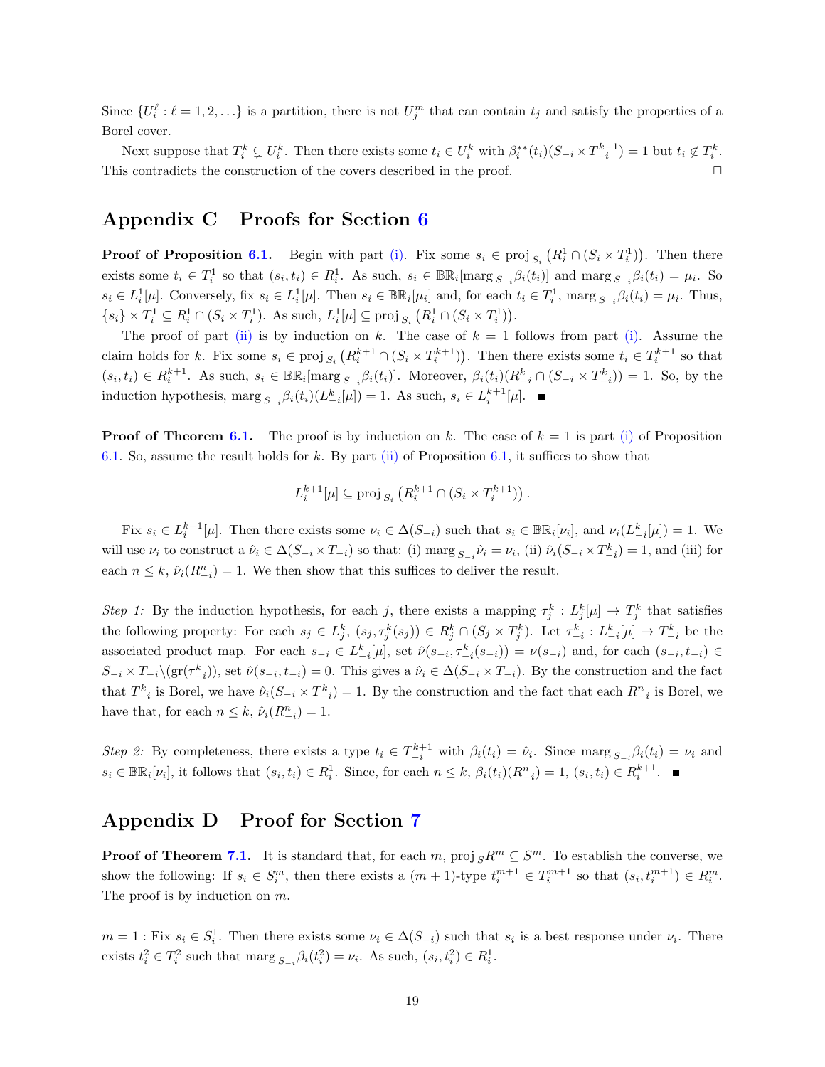Since $\{U_i^\ell : \ell = 1, 2, \ldots\}$ is a partition, there is not $U_j^m$ that can contain $t_j$ and satisfy the properties of a Borel cover.

Next suppose that $T_i^k \subsetneq U_i^k$. Then there exists some $t_i \in U_i^k$ with $\beta_i^{**}(t_i)(S_{-i} \times T_{-i}^{k-1}) = 1$ but $t_i \notin T_i^k$. This contradicts the construction of the covers described in the proof. $\square$

# Appendix C Proofs for Section 6

**Proof of Proposition 6.1.** Begin with part (i). Fix some $s_i \in \text{proj}_{S_i}\left(R_i^1 \cap (S_i \times T_i^1)\right)$. Then there exists some $t_i \in T_i^1$ so that $(s_i, t_i) \in R_i^1$. As such, $s_i \in \mathbb{BR}_i[\text{marg}_{S_{-i}}\beta_i(t_i)]$ and $\text{marg}_{S_{-i}}\beta_i(t_i) = \mu_i$. So $s_i \in L_i^1[\mu]$. Conversely, fix $s_i \in L_i^1[\mu]$. Then $s_i \in \mathbb{BR}_i[\mu_i]$ and, for each $t_i \in T_i^1$, $\text{marg}_{S_{-i}}\beta_i(t_i) = \mu_i$. Thus, $\{s_i\} \times T_i^1 \subseteq R_i^1 \cap (S_i \times T_i^1)$. As such, $L_i^1[\mu] \subseteq \text{proj}_{S_i}\left(R_i^1 \cap (S_i \times T_i^1)\right)$.

The proof of part (ii) is by induction on $k$. The case of $k = 1$ follows from part (i). Assume the claim holds for $k$. Fix some $s_i \in \text{proj}_{S_i}\left(R_i^{k+1} \cap (S_i \times T_i^{k+1})\right)$. Then there exists some $t_i \in T_i^{k+1}$ so that $(s_i, t_i) \in R_i^{k+1}$. As such, $s_i \in \mathbb{BR}_i[\text{marg}_{S_{-i}}\beta_i(t_i)]$. Moreover, $\beta_i(t_i)(R_{-i}^k \cap (S_{-i} \times T_{-i}^k)) = 1$. So, by the induction hypothesis, $\text{marg}_{S_{-i}}\beta_i(t_i)(L_{-i}^k[\mu]) = 1$. As such, $s_i \in L_i^{k+1}[\mu]$. $\blacksquare$

**Proof of Theorem 6.1.** The proof is by induction on $k$. The case of $k = 1$ is part (i) of Proposition 6.1. So, assume the result holds for $k$. By part (ii) of Proposition 6.1, it suffices to show that

$$L_i^{k+1}[\mu] \subseteq \text{proj}_{S_i}\left(R_i^{k+1} \cap (S_i \times T_i^{k+1})\right).$$

Fix $s_i \in L_i^{k+1}[\mu]$. Then there exists some $\nu_i \in \Delta(S_{-i})$ such that $s_i \in \mathbb{BR}_i[\nu_i]$, and $\nu_i(L_{-i}^k[\mu]) = 1$. We will use $\nu_i$ to construct a $\hat{\nu}_i \in \Delta(S_{-i} \times T_{-i})$ so that: (i) $\text{marg}_{S_{-i}}\hat{\nu}_i = \nu_i$, (ii) $\hat{\nu}_i(S_{-i} \times T_{-i}^k) = 1$, and (iii) for each $n \leq k$, $\hat{\nu}_i(R_{-i}^n) = 1$. We then show that this suffices to deliver the result.

*Step 1:* By the induction hypothesis, for each $j$, there exists a mapping $\tau_j^k : L_j^k[\mu] \to T_j^k$ that satisfies the following property: For each $s_j \in L_j^k$, $(s_j, \tau_j^k(s_j)) \in R_j^k \cap (S_j \times T_j^k)$. Let $\tau_{-i}^k : L_{-i}^k[\mu] \to T_{-i}^k$ be the associated product map. For each $s_{-i} \in L_{-i}^k[\mu]$, set $\hat{\nu}(s_{-i}, \tau_{-i}^k(s_{-i})) = \nu(s_{-i})$ and, for each $(s_{-i}, t_{-i}) \in S_{-i} \times T_{-i} \backslash (\text{gr}(\tau_{-i}^k))$, set $\hat{\nu}(s_{-i}, t_{-i}) = 0$. This gives a $\hat{\nu}_i \in \Delta(S_{-i} \times T_{-i})$. By the construction and the fact that $T_{-i}^k$ is Borel, we have $\hat{\nu}_i(S_{-i} \times T_{-i}^k) = 1$. By the construction and the fact that each $R_{-i}^n$ is Borel, we have that, for each $n \leq k$, $\hat{\nu}_i(R_{-i}^n) = 1$.

*Step 2:* By completeness, there exists a type $t_i \in T_{-i}^{k+1}$ with $\beta_i(t_i) = \hat{\nu}_i$. Since $\text{marg}_{S_{-i}}\beta_i(t_i) = \nu_i$ and $s_i \in \mathbb{BR}_i[\nu_i]$, it follows that $(s_i, t_i) \in R_i^1$. Since, for each $n \leq k$, $\beta_i(t_i)(R_{-i}^n) = 1$, $(s_i, t_i) \in R_i^{k+1}$. $\blacksquare$

# Appendix D Proof for Section 7

**Proof of Theorem 7.1.** It is standard that, for each $m$, $\text{proj}_S R^m \subseteq S^m$. To establish the converse, we show the following: If $s_i \in S_i^m$, then there exists a $(m+1)$-type $t_i^{m+1} \in T_i^{m+1}$ so that $(s_i, t_i^{m+1}) \in R_i^m$. The proof is by induction on $m$.

$m = 1$ : Fix $s_i \in S_i^1$. Then there exists some $\nu_i \in \Delta(S_{-i})$ such that $s_i$ is a best response under $\nu_i$. There exists $t_i^2 \in T_i^2$ such that $\text{marg}_{S_{-i}}\beta_i(t_i^2) = \nu_i$. As such, $(s_i, t_i^2) \in R_i^1$.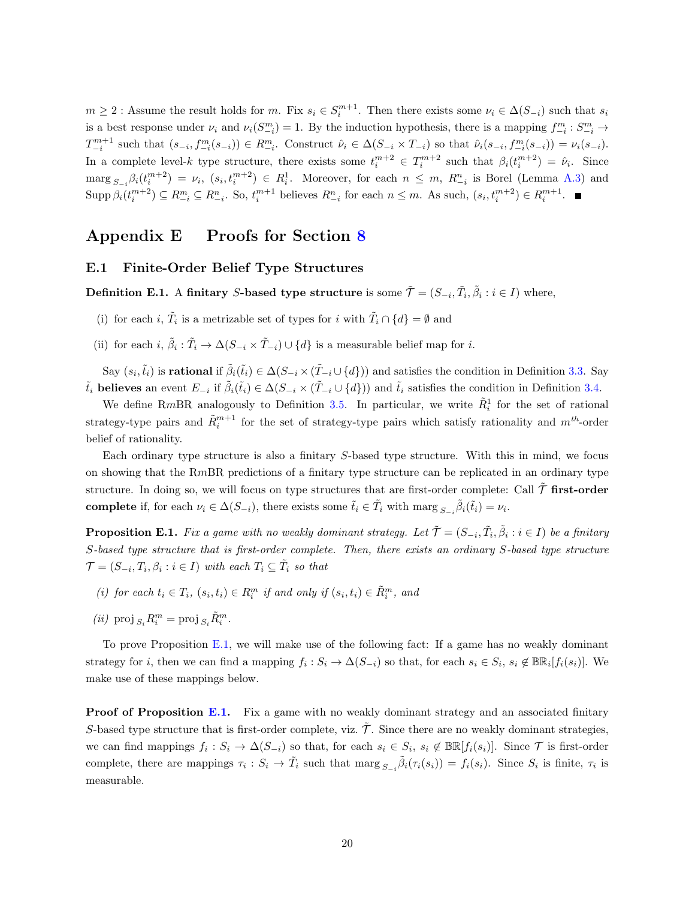$m \geq 2$ : Assume the result holds for $m$. Fix $s_i \in S_i^{m+1}$. Then there exists some $\nu_i \in \Delta(S_{-i})$ such that $s_i$ is a best response under $\nu_i$ and $\nu_i(S_{-i}^m) = 1$. By the induction hypothesis, there is a mapping $f_{-i}^m : S_{-i}^m \to T_{-i}^{m+1}$ such that $(s_{-i}, f_{-i}^m(s_{-i})) \in R_{-i}^m$. Construct $\hat{\nu}_i \in \Delta(S_{-i} \times T_{-i})$ so that $\hat{\nu}_i(s_{-i}, f_{-i}^m(s_{-i})) = \nu_i(s_{-i})$. In a complete level-$k$ type structure, there exists some $t_i^{m+2} \in T_i^{m+2}$ such that $\beta_i(t_i^{m+2}) = \hat{\nu}_i$. Since $\text{marg}_{S_{-i}} \beta_i(t_i^{m+2}) = \nu_i$, $(s_i, t_i^{m+2}) \in R_i^1$. Moreover, for each $n \leq m$, $R_{-i}^n$ is Borel (Lemma A.3) and $\text{Supp}\, \beta_i(t_i^{m+2}) \subseteq R_{-i}^m \subseteq R_{-i}^n$. So, $t_i^{m+1}$ believes $R_{-i}^n$ for each $n \leq m$. As such, $(s_i, t_i^{m+2}) \in R_i^{m+1}$. ■

# Appendix E Proofs for Section 8

## E.1 Finite-Order Belief Type Structures

**Definition E.1.** A **finitary $S$-based type structure** is some $\tilde{\mathcal{T}} = (S_{-i}, \tilde{T}_i, \tilde{\beta}_i : i \in I)$ where,

(i) for each $i$, $\tilde{T}_i$ is a metrizable set of types for $i$ with $\tilde{T}_i \cap \{d\} = \emptyset$ and

(ii) for each $i$, $\tilde{\beta}_i : \tilde{T}_i \to \Delta(S_{-i} \times \tilde{T}_{-i}) \cup \{d\}$ is a measurable belief map for $i$.

Say $(s_i, \tilde{t}_i)$ is **rational** if $\tilde{\beta}_i(\tilde{t}_i) \in \Delta(S_{-i} \times (\tilde{T}_{-i} \cup \{d\}))$ and satisfies the condition in Definition 3.3. Say $\tilde{t}_i$ **believes** an event $E_{-i}$ if $\tilde{\beta}_i(\tilde{t}_i) \in \Delta(S_{-i} \times (\tilde{T}_{-i} \cup \{d\}))$ and $\tilde{t}_i$ satisfies the condition in Definition 3.4.

We define R$m$BR analogously to Definition 3.5. In particular, we write $\tilde{R}_i^1$ for the set of rational strategy-type pairs and $\tilde{R}_i^{m+1}$ for the set of strategy-type pairs which satisfy rationality and $m^{th}$-order belief of rationality.

Each ordinary type structure is also a finitary $S$-based type structure. With this in mind, we focus on showing that the R$m$BR predictions of a finitary type structure can be replicated in an ordinary type structure. In doing so, we will focus on type structures that are first-order complete: Call $\tilde{\mathcal{T}}$ **first-order complete** if, for each $\nu_i \in \Delta(S_{-i})$, there exists some $\tilde{t}_i \in \tilde{T}_i$ with $\text{marg}_{S_{-i}} \tilde{\beta}_i(\tilde{t}_i) = \nu_i$.

**Proposition E.1.** *Fix a game with no weakly dominant strategy. Let $\tilde{\mathcal{T}} = (S_{-i}, \tilde{T}_i, \tilde{\beta}_i : i \in I)$ be a finitary $S$-based type structure that is first-order complete. Then, there exists an ordinary $S$-based type structure $\mathcal{T} = (S_{-i}, T_i, \beta_i : i \in I)$ with each $T_i \subseteq \tilde{T}_i$ so that*

*(i) for each $t_i \in T_i$, $(s_i, t_i) \in R_i^m$ if and only if $(s_i, t_i) \in \tilde{R}_i^m$, and*

*(ii) $\text{proj}_{S_i} R_i^m = \text{proj}_{S_i} \tilde{R}_i^m$.*

To prove Proposition E.1, we will make use of the following fact: If a game has no weakly dominant strategy for $i$, then we can find a mapping $f_i : S_i \to \Delta(S_{-i})$ so that, for each $s_i \in S_i$, $s_i \notin \mathbb{BR}_i[f_i(s_i)]$. We make use of these mappings below.

**Proof of Proposition E.1.** Fix a game with no weakly dominant strategy and an associated finitary $S$-based type structure that is first-order complete, viz. $\tilde{\mathcal{T}}$. Since there are no weakly dominant strategies, we can find mappings $f_i : S_i \to \Delta(S_{-i})$ so that, for each $s_i \in S_i$, $s_i \notin \mathbb{BR}[f_i(s_i)]$. Since $\mathcal{T}$ is first-order complete, there are mappings $\tau_i : S_i \to \tilde{T}_i$ such that $\text{marg}_{S_{-i}} \tilde{\beta}_i(\tau_i(s_i)) = f_i(s_i)$. Since $S_i$ is finite, $\tau_i$ is measurable.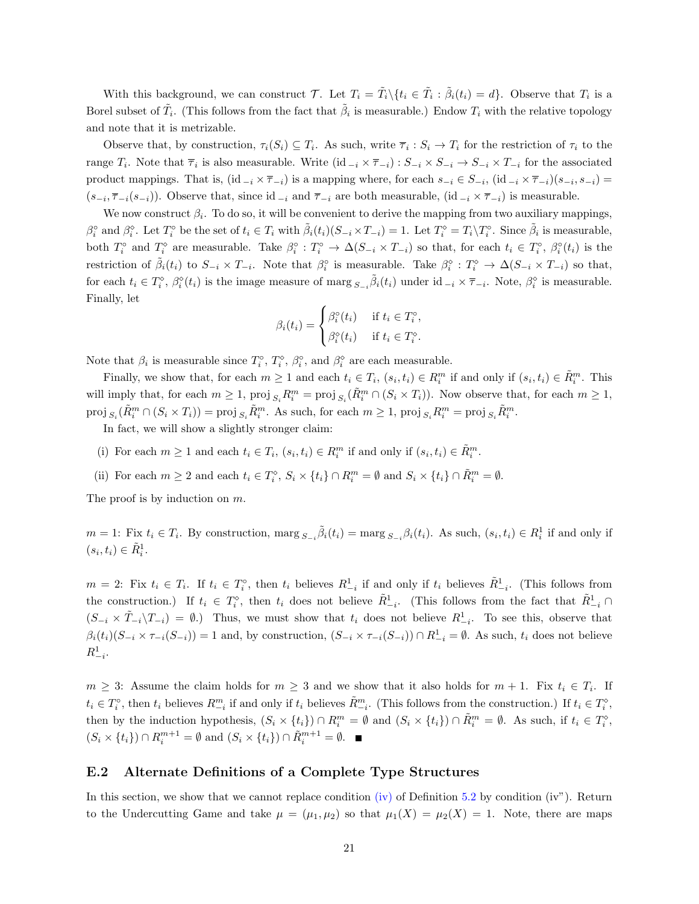With this background, we can construct $\mathcal{T}$. Let $T_i = \tilde{T}_i \backslash \{t_i \in \tilde{T}_i : \tilde{\beta}_i(t_i) = d\}$. Observe that $T_i$ is a Borel subset of $\tilde{T}_i$. (This follows from the fact that $\tilde{\beta}_i$ is measurable.) Endow $T_i$ with the relative topology and note that it is metrizable.

Observe that, by construction, $\tau_i(S_i) \subseteq T_i$. As such, write $\overline{\tau}_i : S_i \to T_i$ for the restriction of $\tau_i$ to the range $T_i$. Note that $\overline{\tau}_i$ is also measurable. Write $(\mathrm{id}_{-i} \times \overline{\tau}_{-i}) : S_{-i} \times S_{-i} \to S_{-i} \times T_{-i}$ for the associated product mappings. That is, $(\mathrm{id}_{-i} \times \overline{\tau}_{-i})$ is a mapping where, for each $s_{-i} \in S_{-i}$, $(\mathrm{id}_{-i} \times \overline{\tau}_{-i})(s_{-i}, s_{-i}) = (s_{-i}, \overline{\tau}_{-i}(s_{-i}))$. Observe that, since $\mathrm{id}_{-i}$ and $\overline{\tau}_{-i}$ are both measurable, $(\mathrm{id}_{-i} \times \overline{\tau}_{-i})$ is measurable.

We now construct $\beta_i$. To do so, it will be convenient to derive the mapping from two auxiliary mappings, $\beta_i^\circ$ and $\beta_i^\diamond$. Let $T_i^\circ$ be the set of $t_i \in T_i$ with $\tilde{\beta}_i(t_i)(S_{-i} \times T_{-i}) = 1$. Let $T_i^\diamond = T_i \backslash T_i^\circ$. Since $\tilde{\beta}_i$ is measurable, both $T_i^\circ$ and $T_i^\diamond$ are measurable. Take $\beta_i^\circ : T_i^\circ \to \Delta(S_{-i} \times T_{-i})$ so that, for each $t_i \in T_i^\circ$, $\beta_i^\circ(t_i)$ is the restriction of $\tilde{\beta}_i(t_i)$ to $S_{-i} \times T_{-i}$. Note that $\beta_i^\circ$ is measurable. Take $\beta_i^\diamond : T_i^\diamond \to \Delta(S_{-i} \times T_{-i})$ so that, for each $t_i \in T_i^\diamond$, $\beta_i^\diamond(t_i)$ is the image measure of $\mathrm{marg}_{S_{-i}} \tilde{\beta}_i(t_i)$ under $\mathrm{id}_{-i} \times \overline{\tau}_{-i}$. Note, $\beta_i^\diamond$ is measurable. Finally, let

$$\beta_i(t_i) = \begin{cases} \beta_i^\circ(t_i) & \text{if } t_i \in T_i^\circ, \\ \beta_i^\diamond(t_i) & \text{if } t_i \in T_i^\diamond. \end{cases}$$

Note that $\beta_i$ is measurable since $T_i^\circ$, $T_i^\diamond$, $\beta_i^\circ$, and $\beta_i^\diamond$ are each measurable.

Finally, we show that, for each $m \geq 1$ and each $t_i \in T_i$, $(s_i, t_i) \in R_i^m$ if and only if $(s_i, t_i) \in \tilde{R}_i^m$. This will imply that, for each $m \geq 1$, $\mathrm{proj}_{S_i} R_i^m = \mathrm{proj}_{S_i}(\tilde{R}_i^m \cap (S_i \times T_i))$. Now observe that, for each $m \geq 1$, $\mathrm{proj}_{S_i}(\tilde{R}_i^m \cap (S_i \times T_i)) = \mathrm{proj}_{S_i} \tilde{R}_i^m$. As such, for each $m \geq 1$, $\mathrm{proj}_{S_i} R_i^m = \mathrm{proj}_{S_i} \tilde{R}_i^m$.

In fact, we will show a slightly stronger claim:

(i) For each $m \geq 1$ and each $t_i \in T_i$, $(s_i, t_i) \in R_i^m$ if and only if $(s_i, t_i) \in \tilde{R}_i^m$.

(ii) For each $m \geq 2$ and each $t_i \in T_i^\diamond$, $S_i \times \{t_i\} \cap R_i^m = \emptyset$ and $S_i \times \{t_i\} \cap \tilde{R}_i^m = \emptyset$.

The proof is by induction on $m$.

$m = 1$: Fix $t_i \in T_i$. By construction, $\mathrm{marg}_{S_{-i}} \tilde{\beta}_i(t_i) = \mathrm{marg}_{S_{-i}} \beta_i(t_i)$. As such, $(s_i, t_i) \in R_i^1$ if and only if $(s_i, t_i) \in \tilde{R}_i^1$.

$m = 2$: Fix $t_i \in T_i$. If $t_i \in T_i^\circ$, then $t_i$ believes $R_{-i}^1$ if and only if $t_i$ believes $\tilde{R}_{-i}^1$. (This follows from the construction.) If $t_i \in T_i^\diamond$, then $t_i$ does not believe $\tilde{R}_{-i}^1$. (This follows from the fact that $\tilde{R}_{-i}^1 \cap (S_{-i} \times \tilde{T}_{-i} \backslash T_{-i}) = \emptyset$.) Thus, we must show that $t_i$ does not believe $R_{-i}^1$. To see this, observe that $\beta_i(t_i)(S_{-i} \times \tau_{-i}(S_{-i})) = 1$ and, by construction, $(S_{-i} \times \tau_{-i}(S_{-i})) \cap R_{-i}^1 = \emptyset$. As such, $t_i$ does not believe $R_{-i}^1$.

$m \geq 3$: Assume the claim holds for $m \geq 3$ and we show that it also holds for $m + 1$. Fix $t_i \in T_i$. If $t_i \in T_i^\circ$, then $t_i$ believes $R_{-i}^m$ if and only if $t_i$ believes $\tilde{R}_{-i}^m$. (This follows from the construction.) If $t_i \in T_i^\diamond$, then by the induction hypothesis, $(S_i \times \{t_i\}) \cap R_i^m = \emptyset$ and $(S_i \times \{t_i\}) \cap \tilde{R}_i^m = \emptyset$. As such, if $t_i \in T_i^\diamond$, $(S_i \times \{t_i\}) \cap R_i^{m+1} = \emptyset$ and $(S_i \times \{t_i\}) \cap \tilde{R}_i^{m+1} = \emptyset$. ■

## E.2 Alternate Definitions of a Complete Type Structures

In this section, we show that we cannot replace condition (iv) of Definition 5.2 by condition (iv"). Return to the Undercutting Game and take $\mu = (\mu_1, \mu_2)$ so that $\mu_1(X) = \mu_2(X) = 1$. Note, there are maps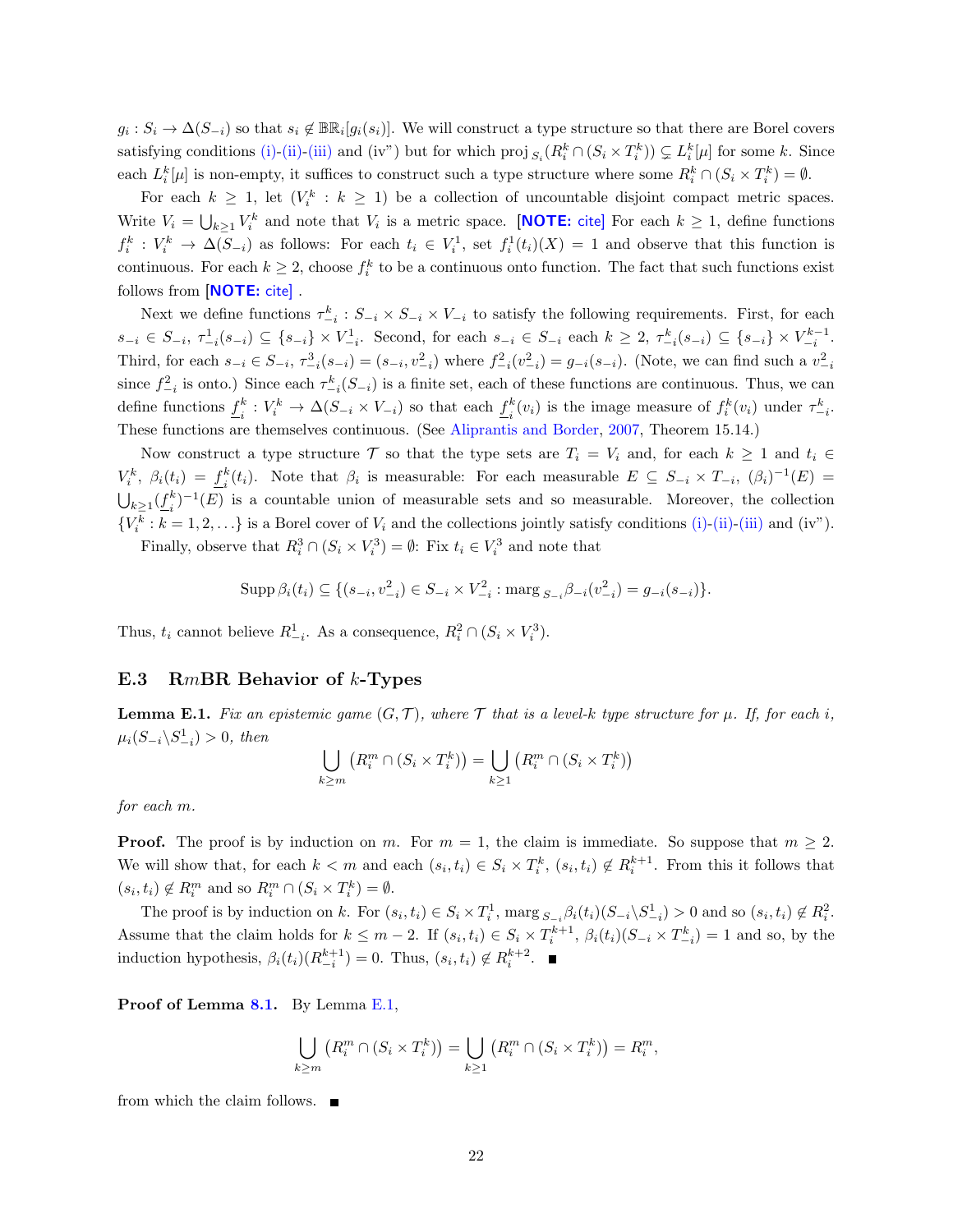$g_i : S_i \to \Delta(S_{-i})$ so that $s_i \notin \mathbb{BR}_i[g_i(s_i)]$. We will construct a type structure so that there are Borel covers satisfying conditions (i)-(ii)-(iii) and (iv") but for which $\text{proj}_{S_i}(R_i^k \cap (S_i \times T_i^k)) \subsetneq L_i^k[\mu]$ for some $k$. Since each $L_i^k[\mu]$ is non-empty, it suffices to construct such a type structure where some $R_i^k \cap (S_i \times T_i^k) = \emptyset$.

For each $k \geq 1$, let $(V_i^k : k \geq 1)$ be a collection of uncountable disjoint compact metric spaces. Write $V_i = \bigcup_{k \geq 1} V_i^k$ and note that $V_i$ is a metric space. **[NOTE:** cite**]** For each $k \geq 1$, define functions $f_i^k : V_i^k \to \Delta(S_{-i})$ as follows: For each $t_i \in V_i^1$, set $f_i^1(t_i)(X) = 1$ and observe that this function is continuous. For each $k \geq 2$, choose $f_i^k$ to be a continuous onto function. The fact that such functions exist follows from **[NOTE:** cite**]** .

Next we define functions $\tau_{-i}^k : S_{-i} \times S_{-i} \times V_{-i}$ to satisfy the following requirements. First, for each $s_{-i} \in S_{-i}$, $\tau_{-i}^1(s_{-i}) \subseteq \{s_{-i}\} \times V_{-i}^1$. Second, for each $s_{-i} \in S_{-i}$ each $k \geq 2$, $\tau_{-i}^k(s_{-i}) \subseteq \{s_{-i}\} \times V_{-i}^{k-1}$. Third, for each $s_{-i} \in S_{-i}$, $\tau_{-i}^3(s_{-i}) = (s_{-i}, v_{-i}^2)$ where $f_{-i}^2(v_{-i}^2) = g_{-i}(s_{-i})$. (Note, we can find such a $v_{-i}^2$ since $f_{-i}^2$ is onto.) Since each $\tau_{-i}^k(S_{-i})$ is a finite set, each of these functions are continuous. Thus, we can define functions $\underline{f}_i^k : V_i^k \to \Delta(S_{-i} \times V_{-i})$ so that each $\underline{f}_i^k(v_i)$ is the image measure of $f_i^k(v_i)$ under $\tau_{-i}^k$. These functions are themselves continuous. (See Aliprantis and Border, 2007, Theorem 15.14.)

Now construct a type structure $\mathcal{T}$ so that the type sets are $T_i = V_i$ and, for each $k \geq 1$ and $t_i \in V_i^k$, $\beta_i(t_i) = \underline{f}_i^k(t_i)$. Note that $\beta_i$ is measurable: For each measurable $E \subseteq S_{-i} \times T_{-i}$, $(\beta_i)^{-1}(E) = \bigcup_{k \geq 1} (\underline{f}_i^k)^{-1}(E)$ is a countable union of measurable sets and so measurable. Moreover, the collection $\{V_i^k : k = 1, 2, \ldots\}$ is a Borel cover of $V_i$ and the collections jointly satisfy conditions (i)-(ii)-(iii) and (iv").

Finally, observe that $R_i^3 \cap (S_i \times V_i^3) = \emptyset$: Fix $t_i \in V_i^3$ and note that

$$\text{Supp}\, \beta_i(t_i) \subseteq \{(s_{-i}, v_{-i}^2) \in S_{-i} \times V_{-i}^2 : \text{marg}_{S_{-i}} \beta_{-i}(v_{-i}^2) = g_{-i}(s_{-i})\}.$$

Thus, $t_i$ cannot believe $R_{-i}^1$. As a consequence, $R_i^2 \cap (S_i \times V_i^3)$.

### E.3 R$m$BR Behavior of $k$-Types

**Lemma E.1.** *Fix an epistemic game $(G, \mathcal{T})$, where $\mathcal{T}$ that is a level-k type structure for $\mu$. If, for each $i$, $\mu_i(S_{-i} \backslash S_{-i}^1) > 0$, then*

$$\bigcup_{k \geq m} \left(R_i^m \cap (S_i \times T_i^k)\right) = \bigcup_{k \geq 1} \left(R_i^m \cap (S_i \times T_i^k)\right)$$

*for each $m$.*

**Proof.** The proof is by induction on $m$. For $m = 1$, the claim is immediate. So suppose that $m \geq 2$. We will show that, for each $k < m$ and each $(s_i, t_i) \in S_i \times T_i^k$, $(s_i, t_i) \notin R_i^{k+1}$. From this it follows that $(s_i, t_i) \notin R_i^m$ and so $R_i^m \cap (S_i \times T_i^k) = \emptyset$.

The proof is by induction on $k$. For $(s_i, t_i) \in S_i \times T_i^1$, $\text{marg}_{S_{-i}} \beta_i(t_i)(S_{-i} \backslash S_{-i}^1) > 0$ and so $(s_i, t_i) \notin R_i^2$. Assume that the claim holds for $k \leq m - 2$. If $(s_i, t_i) \in S_i \times T_i^{k+1}$, $\beta_i(t_i)(S_{-i} \times T_{-i}^k) = 1$ and so, by the induction hypothesis, $\beta_i(t_i)(R_{-i}^{k+1}) = 0$. Thus, $(s_i, t_i) \notin R_i^{k+2}$. ∎

**Proof of Lemma 8.1.** By Lemma E.1,

$$\bigcup_{k \geq m} \left(R_i^m \cap (S_i \times T_i^k)\right) = \bigcup_{k \geq 1} \left(R_i^m \cap (S_i \times T_i^k)\right) = R_i^m,$$

from which the claim follows. ∎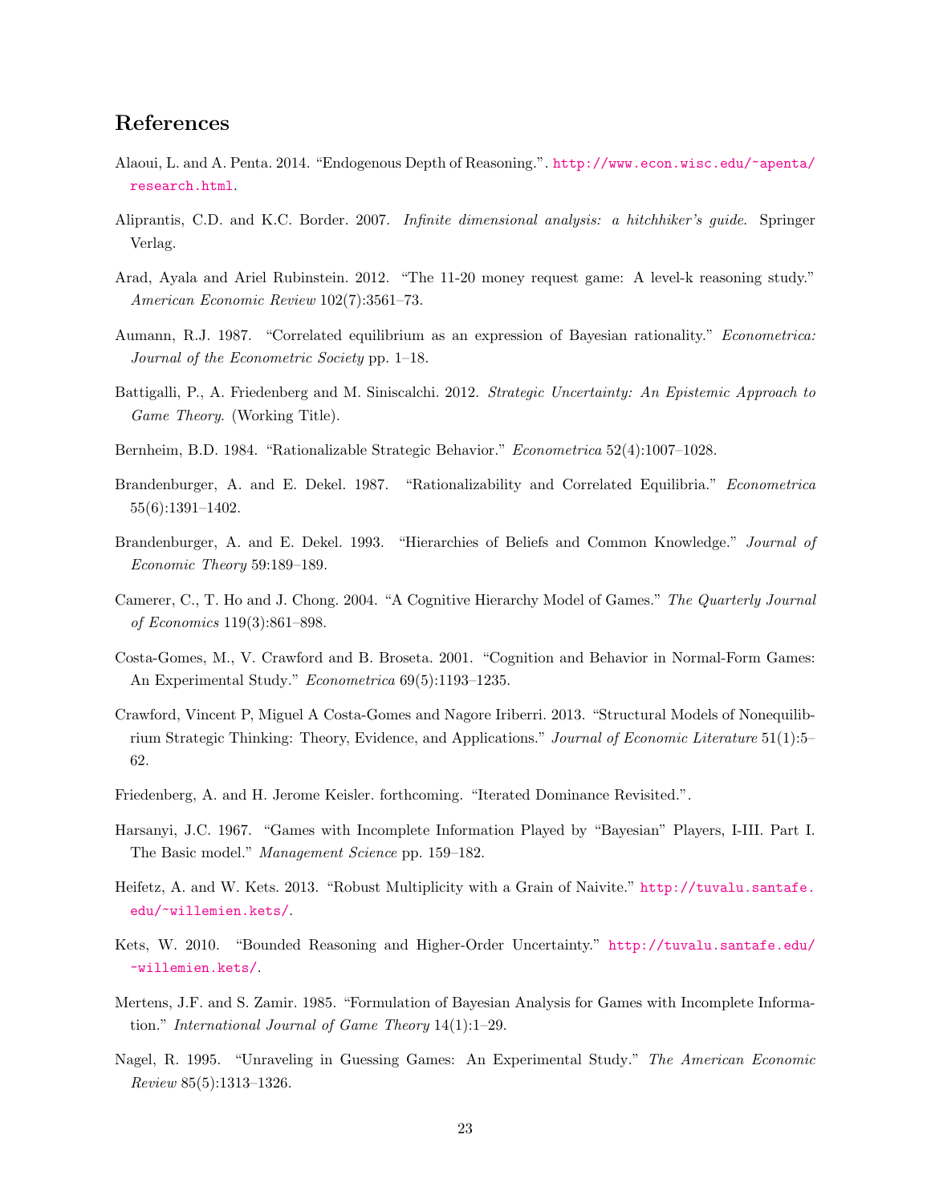## References

Alaoui, L. and A. Penta. 2014. "Endogenous Depth of Reasoning.". http://www.econ.wisc.edu/~apenta/research.html.

Aliprantis, C.D. and K.C. Border. 2007. *Infinite dimensional analysis: a hitchhiker's guide*. Springer Verlag.

Arad, Ayala and Ariel Rubinstein. 2012. "The 11-20 money request game: A level-k reasoning study." *American Economic Review* 102(7):3561–73.

Aumann, R.J. 1987. "Correlated equilibrium as an expression of Bayesian rationality." *Econometrica: Journal of the Econometric Society* pp. 1–18.

Battigalli, P., A. Friedenberg and M. Siniscalchi. 2012. *Strategic Uncertainty: An Epistemic Approach to Game Theory*. (Working Title).

Bernheim, B.D. 1984. "Rationalizable Strategic Behavior." *Econometrica* 52(4):1007–1028.

Brandenburger, A. and E. Dekel. 1987. "Rationalizability and Correlated Equilibria." *Econometrica* 55(6):1391–1402.

Brandenburger, A. and E. Dekel. 1993. "Hierarchies of Beliefs and Common Knowledge." *Journal of Economic Theory* 59:189–189.

Camerer, C., T. Ho and J. Chong. 2004. "A Cognitive Hierarchy Model of Games." *The Quarterly Journal of Economics* 119(3):861–898.

Costa-Gomes, M., V. Crawford and B. Broseta. 2001. "Cognition and Behavior in Normal-Form Games: An Experimental Study." *Econometrica* 69(5):1193–1235.

Crawford, Vincent P, Miguel A Costa-Gomes and Nagore Iriberri. 2013. "Structural Models of Nonequilibrium Strategic Thinking: Theory, Evidence, and Applications." *Journal of Economic Literature* 51(1):5–62.

Friedenberg, A. and H. Jerome Keisler. forthcoming. "Iterated Dominance Revisited.".

Harsanyi, J.C. 1967. "Games with Incomplete Information Played by "Bayesian" Players, I-III. Part I. The Basic model." *Management Science* pp. 159–182.

Heifetz, A. and W. Kets. 2013. "Robust Multiplicity with a Grain of Naivite." http://tuvalu.santafe.edu/~willemien.kets/.

Kets, W. 2010. "Bounded Reasoning and Higher-Order Uncertainty." http://tuvalu.santafe.edu/~willemien.kets/.

Mertens, J.F. and S. Zamir. 1985. "Formulation of Bayesian Analysis for Games with Incomplete Information." *International Journal of Game Theory* 14(1):1–29.

Nagel, R. 1995. "Unraveling in Guessing Games: An Experimental Study." *The American Economic Review* 85(5):1313–1326.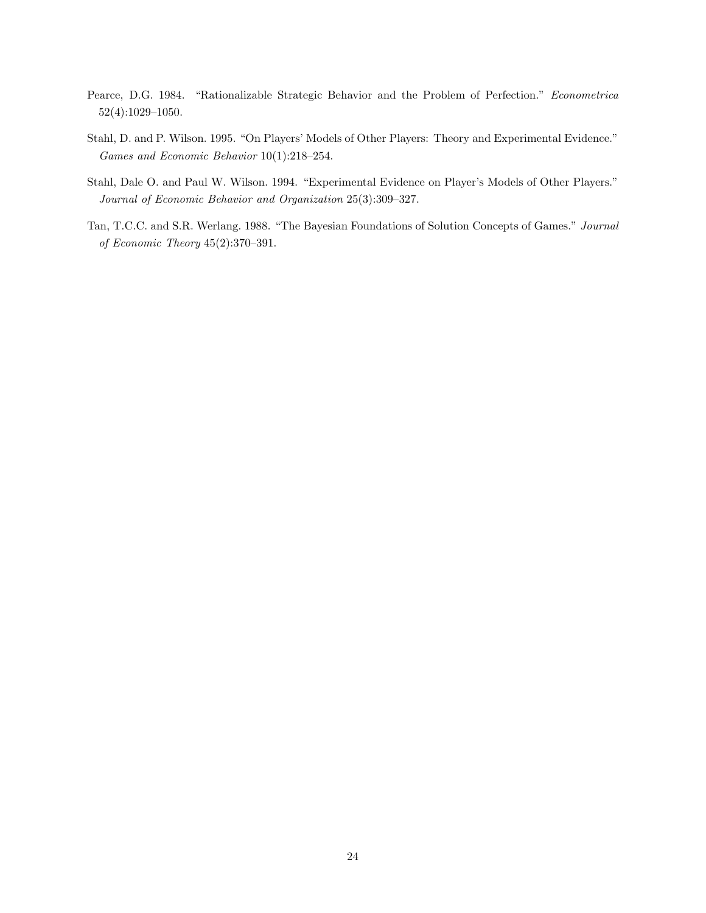Pearce, D.G. 1984. "Rationalizable Strategic Behavior and the Problem of Perfection." *Econometrica* 52(4):1029–1050.

Stahl, D. and P. Wilson. 1995. "On Players' Models of Other Players: Theory and Experimental Evidence." *Games and Economic Behavior* 10(1):218–254.

Stahl, Dale O. and Paul W. Wilson. 1994. "Experimental Evidence on Player's Models of Other Players." *Journal of Economic Behavior and Organization* 25(3):309–327.

Tan, T.C.C. and S.R. Werlang. 1988. "The Bayesian Foundations of Solution Concepts of Games." *Journal of Economic Theory* 45(2):370–391.